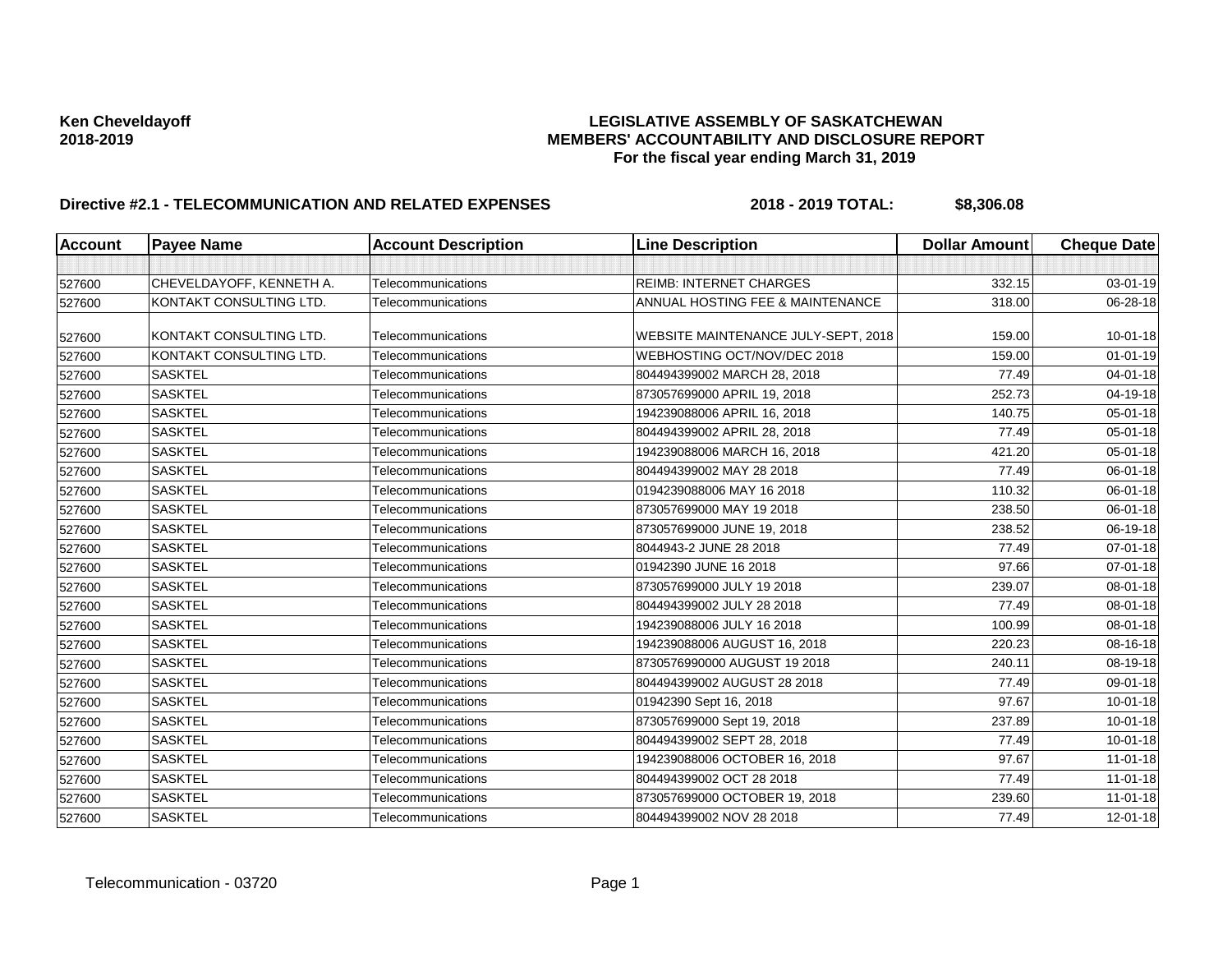**Ken Cheveldayoff**
**2018-2019**

**LEGISLATIVE ASSEMBLY OF SASKATCHEWAN**
**MEMBERS' ACCOUNTABILITY AND DISCLOSURE REPORT**
**For the fiscal year ending March 31, 2019**

**Directive #2.1 - TELECOMMUNICATION AND RELATED EXPENSES** **2018 - 2019 TOTAL: $8,306.08**

| Account | Payee Name | Account Description | Line Description | Dollar Amount | Cheque Date |
|---|---|---|---|---|---|
| | | | | | |
| 527600 | CHEVELDAYOFF, KENNETH A. | Telecommunications | REIMB: INTERNET CHARGES | 332.15 | 03-01-19 |
| 527600 | KONTAKT CONSULTING LTD. | Telecommunications | ANNUAL HOSTING FEE & MAINTENANCE | 318.00 | 06-28-18 |
| 527600 | KONTAKT CONSULTING LTD. | Telecommunications | WEBSITE MAINTENANCE JULY-SEPT, 2018 | 159.00 | 10-01-18 |
| 527600 | KONTAKT CONSULTING LTD. | Telecommunications | WEBHOSTING OCT/NOV/DEC 2018 | 159.00 | 01-01-19 |
| 527600 | SASKTEL | Telecommunications | 804494399002 MARCH 28, 2018 | 77.49 | 04-01-18 |
| 527600 | SASKTEL | Telecommunications | 873057699000 APRIL 19, 2018 | 252.73 | 04-19-18 |
| 527600 | SASKTEL | Telecommunications | 194239088006 APRIL 16, 2018 | 140.75 | 05-01-18 |
| 527600 | SASKTEL | Telecommunications | 804494399002 APRIL 28, 2018 | 77.49 | 05-01-18 |
| 527600 | SASKTEL | Telecommunications | 194239088006 MARCH 16, 2018 | 421.20 | 05-01-18 |
| 527600 | SASKTEL | Telecommunications | 804494399002 MAY 28 2018 | 77.49 | 06-01-18 |
| 527600 | SASKTEL | Telecommunications | 0194239088006 MAY 16 2018 | 110.32 | 06-01-18 |
| 527600 | SASKTEL | Telecommunications | 873057699000 MAY 19 2018 | 238.50 | 06-01-18 |
| 527600 | SASKTEL | Telecommunications | 873057699000 JUNE 19, 2018 | 238.52 | 06-19-18 |
| 527600 | SASKTEL | Telecommunications | 8044943-2 JUNE 28 2018 | 77.49 | 07-01-18 |
| 527600 | SASKTEL | Telecommunications | 01942390 JUNE 16 2018 | 97.66 | 07-01-18 |
| 527600 | SASKTEL | Telecommunications | 873057699000 JULY 19 2018 | 239.07 | 08-01-18 |
| 527600 | SASKTEL | Telecommunications | 804494399002 JULY 28 2018 | 77.49 | 08-01-18 |
| 527600 | SASKTEL | Telecommunications | 194239088006 JULY 16 2018 | 100.99 | 08-01-18 |
| 527600 | SASKTEL | Telecommunications | 194239088006 AUGUST 16, 2018 | 220.23 | 08-16-18 |
| 527600 | SASKTEL | Telecommunications | 8730576990000 AUGUST 19 2018 | 240.11 | 08-19-18 |
| 527600 | SASKTEL | Telecommunications | 804494399002 AUGUST 28 2018 | 77.49 | 09-01-18 |
| 527600 | SASKTEL | Telecommunications | 01942390 Sept 16, 2018 | 97.67 | 10-01-18 |
| 527600 | SASKTEL | Telecommunications | 873057699000 Sept 19, 2018 | 237.89 | 10-01-18 |
| 527600 | SASKTEL | Telecommunications | 804494399002 SEPT 28, 2018 | 77.49 | 10-01-18 |
| 527600 | SASKTEL | Telecommunications | 194239088006 OCTOBER 16, 2018 | 97.67 | 11-01-18 |
| 527600 | SASKTEL | Telecommunications | 804494399002 OCT 28 2018 | 77.49 | 11-01-18 |
| 527600 | SASKTEL | Telecommunications | 873057699000 OCTOBER 19, 2018 | 239.60 | 11-01-18 |
| 527600 | SASKTEL | Telecommunications | 804494399002 NOV 28 2018 | 77.49 | 12-01-18 |

Telecommunication - 03720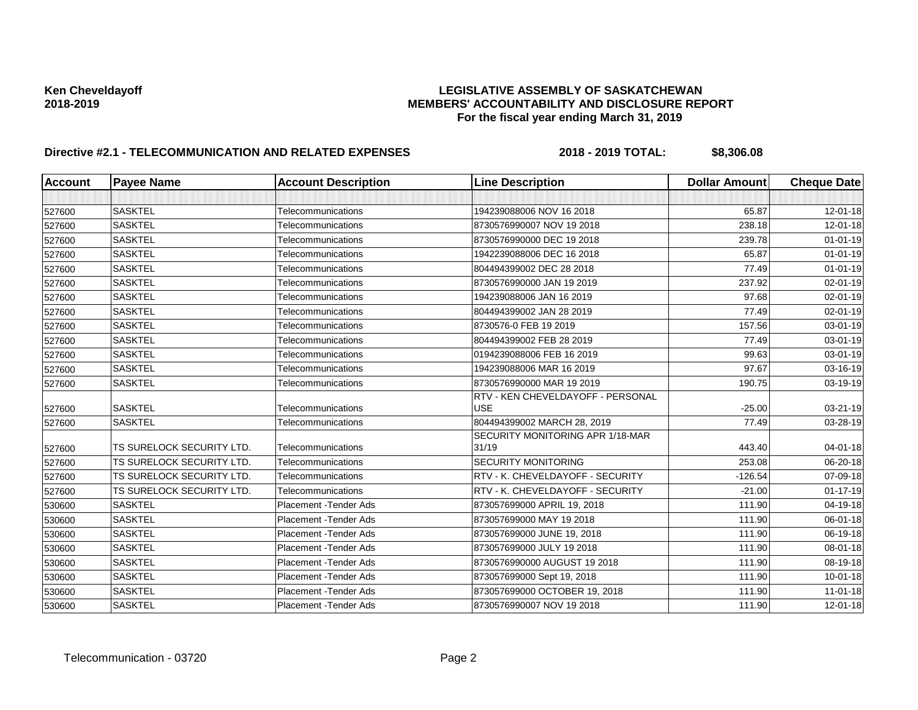**Ken Cheveldayoff**
**2018-2019**

**LEGISLATIVE ASSEMBLY OF SASKATCHEWAN**
**MEMBERS' ACCOUNTABILITY AND DISCLOSURE REPORT**
**For the fiscal year ending March 31, 2019**

**Directive #2.1 - TELECOMMUNICATION AND RELATED EXPENSES** **2018 - 2019 TOTAL: $8,306.08**

| Account | Payee Name | Account Description | Line Description | Dollar Amount | Cheque Date |
|---|---|---|---|---|---|
| | | | | | |
| 527600 | SASKTEL | Telecommunications | 194239088006 NOV 16 2018 | 65.87 | 12-01-18 |
| 527600 | SASKTEL | Telecommunications | 8730576990007 NOV 19 2018 | 238.18 | 12-01-18 |
| 527600 | SASKTEL | Telecommunications | 8730576990000 DEC 19 2018 | 239.78 | 01-01-19 |
| 527600 | SASKTEL | Telecommunications | 1942239088006 DEC 16 2018 | 65.87 | 01-01-19 |
| 527600 | SASKTEL | Telecommunications | 804494399002 DEC 28 2018 | 77.49 | 01-01-19 |
| 527600 | SASKTEL | Telecommunications | 8730576990000 JAN 19 2019 | 237.92 | 02-01-19 |
| 527600 | SASKTEL | Telecommunications | 194239088006 JAN 16 2019 | 97.68 | 02-01-19 |
| 527600 | SASKTEL | Telecommunications | 804494399002 JAN 28 2019 | 77.49 | 02-01-19 |
| 527600 | SASKTEL | Telecommunications | 8730576-0 FEB 19 2019 | 157.56 | 03-01-19 |
| 527600 | SASKTEL | Telecommunications | 804494399002 FEB 28 2019 | 77.49 | 03-01-19 |
| 527600 | SASKTEL | Telecommunications | 0194239088006 FEB 16 2019 | 99.63 | 03-01-19 |
| 527600 | SASKTEL | Telecommunications | 194239088006 MAR 16 2019 | 97.67 | 03-16-19 |
| 527600 | SASKTEL | Telecommunications | 8730576990000 MAR 19 2019 | 190.75 | 03-19-19 |
| 527600 | SASKTEL | Telecommunications | RTV - KEN CHEVELDAYOFF - PERSONAL USE | -25.00 | 03-21-19 |
| 527600 | SASKTEL | Telecommunications | 804494399002 MARCH 28, 2019 | 77.49 | 03-28-19 |
| 527600 | TS SURELOCK SECURITY LTD. | Telecommunications | SECURITY MONITORING APR 1/18-MAR 31/19 | 443.40 | 04-01-18 |
| 527600 | TS SURELOCK SECURITY LTD. | Telecommunications | SECURITY MONITORING | 253.08 | 06-20-18 |
| 527600 | TS SURELOCK SECURITY LTD. | Telecommunications | RTV - K. CHEVELDAYOFF - SECURITY | -126.54 | 07-09-18 |
| 527600 | TS SURELOCK SECURITY LTD. | Telecommunications | RTV - K. CHEVELDAYOFF - SECURITY | -21.00 | 01-17-19 |
| 530600 | SASKTEL | Placement -Tender Ads | 873057699000 APRIL 19, 2018 | 111.90 | 04-19-18 |
| 530600 | SASKTEL | Placement -Tender Ads | 873057699000 MAY 19 2018 | 111.90 | 06-01-18 |
| 530600 | SASKTEL | Placement -Tender Ads | 873057699000 JUNE 19, 2018 | 111.90 | 06-19-18 |
| 530600 | SASKTEL | Placement -Tender Ads | 873057699000 JULY 19 2018 | 111.90 | 08-01-18 |
| 530600 | SASKTEL | Placement -Tender Ads | 8730576990000 AUGUST 19 2018 | 111.90 | 08-19-18 |
| 530600 | SASKTEL | Placement -Tender Ads | 873057699000 Sept 19, 2018 | 111.90 | 10-01-18 |
| 530600 | SASKTEL | Placement -Tender Ads | 873057699000 OCTOBER 19, 2018 | 111.90 | 11-01-18 |
| 530600 | SASKTEL | Placement -Tender Ads | 8730576990007 NOV 19 2018 | 111.90 | 12-01-18 |

Telecommunication - 03720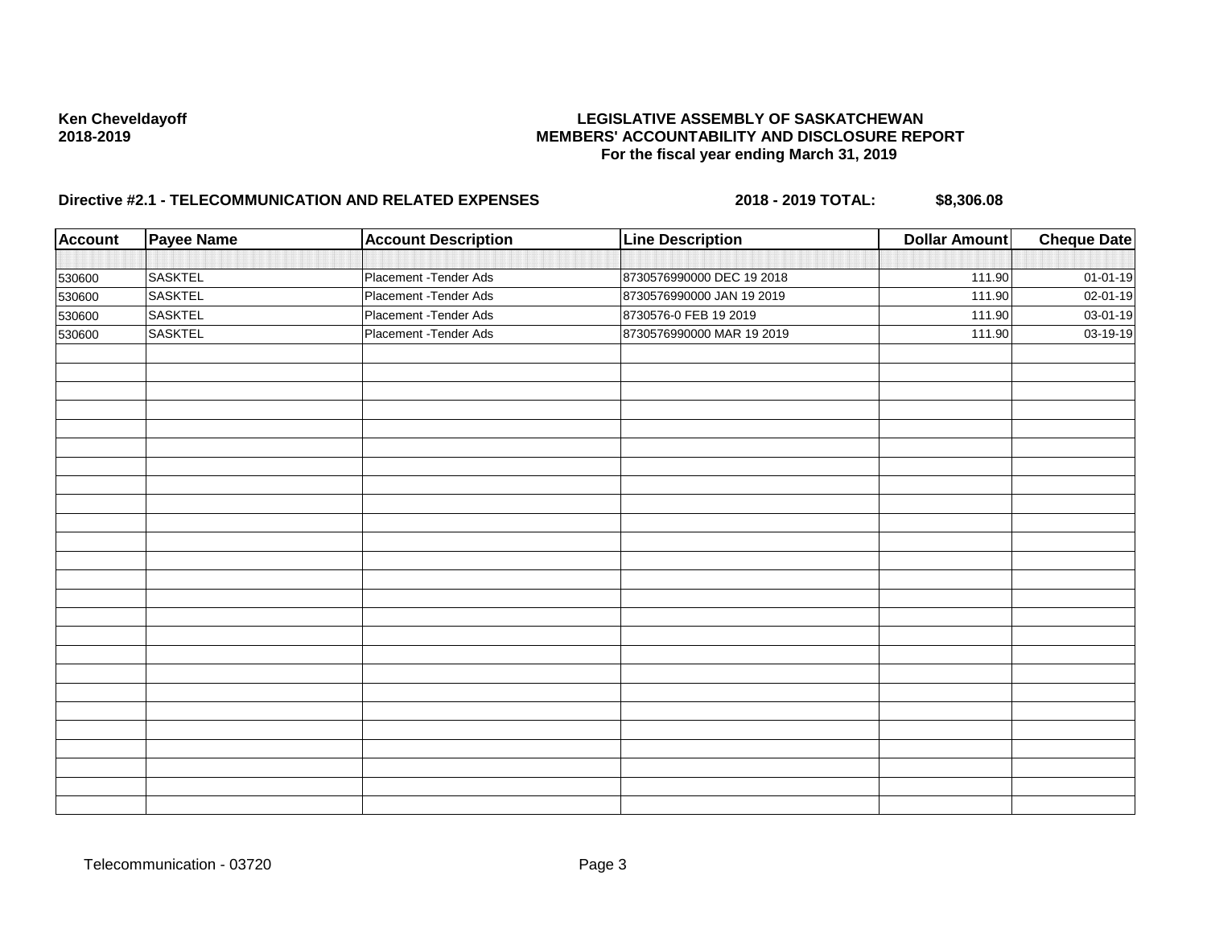**Ken Cheveldayoff**
**2018-2019**

**LEGISLATIVE ASSEMBLY OF SASKATCHEWAN**
**MEMBERS' ACCOUNTABILITY AND DISCLOSURE REPORT**
**For the fiscal year ending March 31, 2019**

**Directive #2.1 - TELECOMMUNICATION AND RELATED EXPENSES** **2018 - 2019 TOTAL: $8,306.08**

| Account | Payee Name | Account Description | Line Description | Dollar Amount | Cheque Date |
|---|---|---|---|---|---|
| | | | | | |
| 530600 | SASKTEL | Placement -Tender Ads | 8730576990000 DEC 19 2018 | 111.90 | 01-01-19 |
| 530600 | SASKTEL | Placement -Tender Ads | 8730576990000 JAN 19 2019 | 111.90 | 02-01-19 |
| 530600 | SASKTEL | Placement -Tender Ads | 8730576-0 FEB 19 2019 | 111.90 | 03-01-19 |
| 530600 | SASKTEL | Placement -Tender Ads | 8730576990000 MAR 19 2019 | 111.90 | 03-19-19 |

Telecommunication - 03720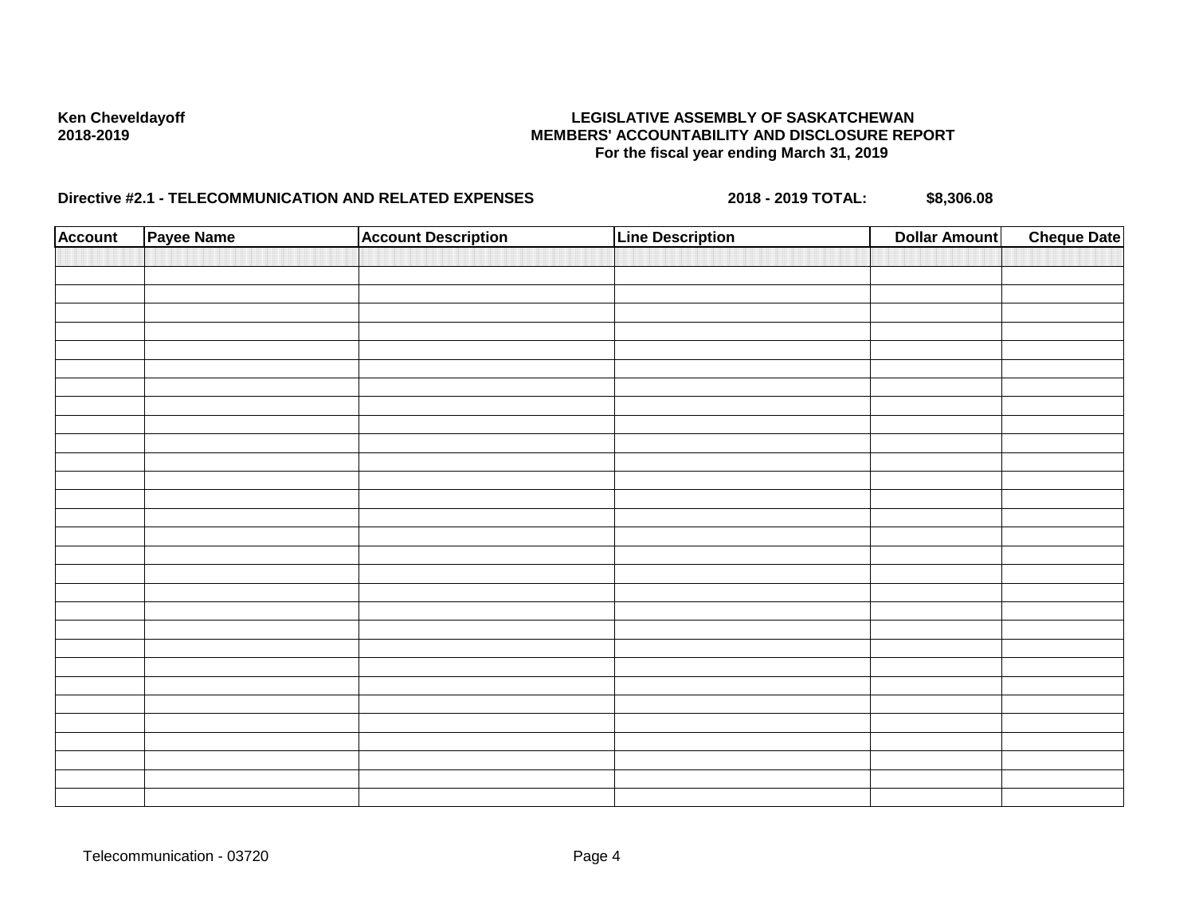Ken Cheveldayoff
2018-2019

**LEGISLATIVE ASSEMBLY OF SASKATCHEWAN**
**MEMBERS' ACCOUNTABILITY AND DISCLOSURE REPORT**
**For the fiscal year ending March 31, 2019**

**Directive #2.1 - TELECOMMUNICATION AND RELATED EXPENSES** **2018 - 2019 TOTAL: $8,306.08**

| Account | Payee Name | Account Description | Line Description | Dollar Amount | Cheque Date |
|---|---|---|---|---|---|
| | | | | | |

Telecommunication - 03720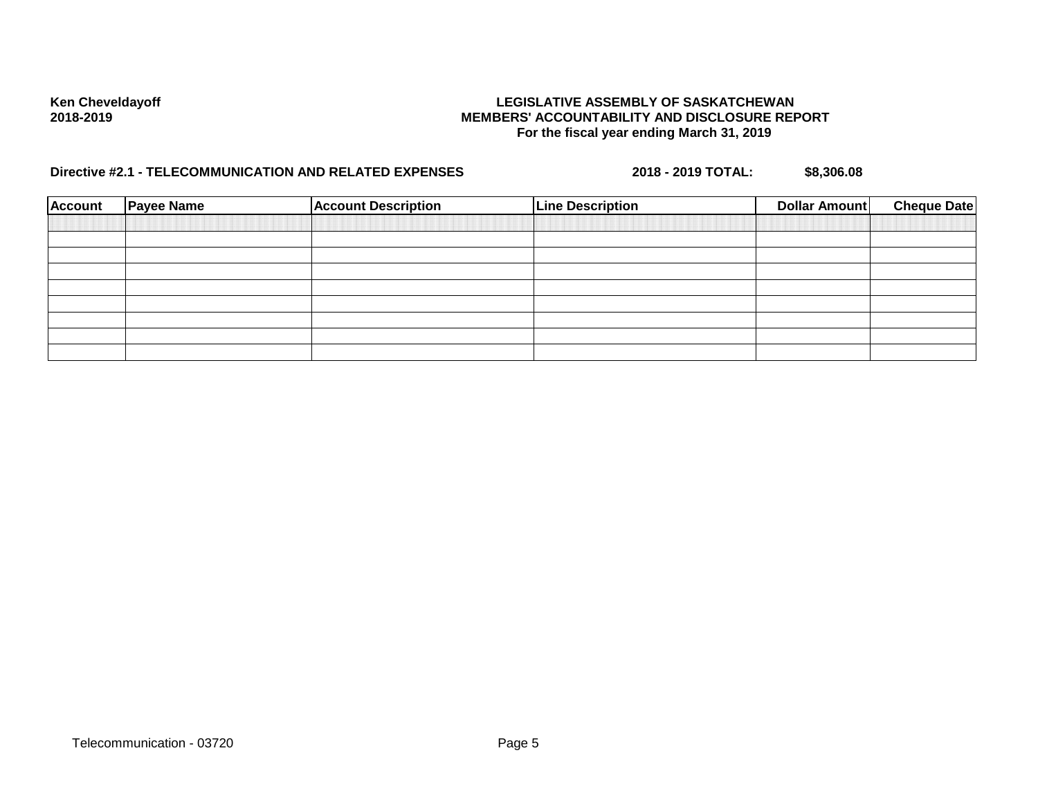**Ken Cheveldayoff**
**2018-2019**

**LEGISLATIVE ASSEMBLY OF SASKATCHEWAN**
**MEMBERS' ACCOUNTABILITY AND DISCLOSURE REPORT**
**For the fiscal year ending March 31, 2019**

**Directive #2.1 - TELECOMMUNICATION AND RELATED EXPENSES** **2018 - 2019 TOTAL:** **$8,306.08**

| Account | Payee Name | Account Description | Line Description | Dollar Amount | Cheque Date |
|---|---|---|---|---|---|
| | | | | | |
| | | | | | |
| | | | | | |
| | | | | | |
| | | | | | |
| | | | | | |
| | | | | | |
| | | | | | |

Telecommunication - 03720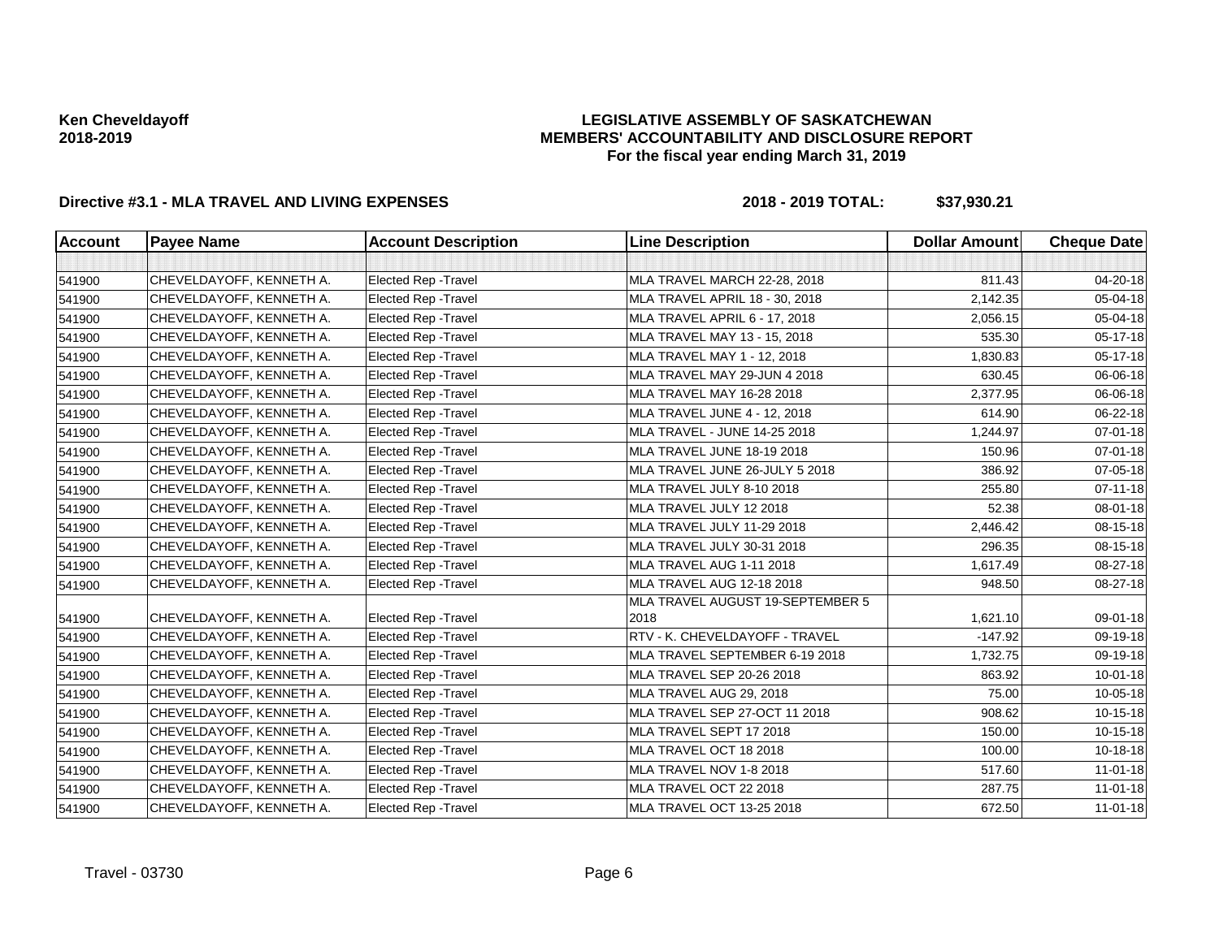**Ken Cheveldayoff**
**2018-2019**

**LEGISLATIVE ASSEMBLY OF SASKATCHEWAN**
**MEMBERS' ACCOUNTABILITY AND DISCLOSURE REPORT**
**For the fiscal year ending March 31, 2019**

**Directive #3.1 - MLA TRAVEL AND LIVING EXPENSES** **2018 - 2019 TOTAL: $37,930.21**

| Account | Payee Name | Account Description | Line Description | Dollar Amount | Cheque Date |
|---|---|---|---|---|---|
| | | | | | |
| 541900 | CHEVELDAYOFF, KENNETH A. | Elected Rep -Travel | MLA TRAVEL MARCH 22-28, 2018 | 811.43 | 04-20-18 |
| 541900 | CHEVELDAYOFF, KENNETH A. | Elected Rep -Travel | MLA TRAVEL APRIL 18 - 30, 2018 | 2,142.35 | 05-04-18 |
| 541900 | CHEVELDAYOFF, KENNETH A. | Elected Rep -Travel | MLA TRAVEL APRIL 6 - 17, 2018 | 2,056.15 | 05-04-18 |
| 541900 | CHEVELDAYOFF, KENNETH A. | Elected Rep -Travel | MLA TRAVEL MAY 13 - 15, 2018 | 535.30 | 05-17-18 |
| 541900 | CHEVELDAYOFF, KENNETH A. | Elected Rep -Travel | MLA TRAVEL MAY 1 - 12, 2018 | 1,830.83 | 05-17-18 |
| 541900 | CHEVELDAYOFF, KENNETH A. | Elected Rep -Travel | MLA TRAVEL MAY 29-JUN 4 2018 | 630.45 | 06-06-18 |
| 541900 | CHEVELDAYOFF, KENNETH A. | Elected Rep -Travel | MLA TRAVEL MAY 16-28 2018 | 2,377.95 | 06-06-18 |
| 541900 | CHEVELDAYOFF, KENNETH A. | Elected Rep -Travel | MLA TRAVEL JUNE 4 - 12, 2018 | 614.90 | 06-22-18 |
| 541900 | CHEVELDAYOFF, KENNETH A. | Elected Rep -Travel | MLA TRAVEL - JUNE 14-25 2018 | 1,244.97 | 07-01-18 |
| 541900 | CHEVELDAYOFF, KENNETH A. | Elected Rep -Travel | MLA TRAVEL JUNE 18-19 2018 | 150.96 | 07-01-18 |
| 541900 | CHEVELDAYOFF, KENNETH A. | Elected Rep -Travel | MLA TRAVEL JUNE 26-JULY 5 2018 | 386.92 | 07-05-18 |
| 541900 | CHEVELDAYOFF, KENNETH A. | Elected Rep -Travel | MLA TRAVEL JULY 8-10 2018 | 255.80 | 07-11-18 |
| 541900 | CHEVELDAYOFF, KENNETH A. | Elected Rep -Travel | MLA TRAVEL JULY 12 2018 | 52.38 | 08-01-18 |
| 541900 | CHEVELDAYOFF, KENNETH A. | Elected Rep -Travel | MLA TRAVEL JULY 11-29 2018 | 2,446.42 | 08-15-18 |
| 541900 | CHEVELDAYOFF, KENNETH A. | Elected Rep -Travel | MLA TRAVEL JULY 30-31 2018 | 296.35 | 08-15-18 |
| 541900 | CHEVELDAYOFF, KENNETH A. | Elected Rep -Travel | MLA TRAVEL AUG 1-11 2018 | 1,617.49 | 08-27-18 |
| 541900 | CHEVELDAYOFF, KENNETH A. | Elected Rep -Travel | MLA TRAVEL AUG 12-18 2018 | 948.50 | 08-27-18 |
| 541900 | CHEVELDAYOFF, KENNETH A. | Elected Rep -Travel | MLA TRAVEL AUGUST 19-SEPTEMBER 5 2018 | 1,621.10 | 09-01-18 |
| 541900 | CHEVELDAYOFF, KENNETH A. | Elected Rep -Travel | RTV - K. CHEVELDAYOFF - TRAVEL | -147.92 | 09-19-18 |
| 541900 | CHEVELDAYOFF, KENNETH A. | Elected Rep -Travel | MLA TRAVEL SEPTEMBER 6-19 2018 | 1,732.75 | 09-19-18 |
| 541900 | CHEVELDAYOFF, KENNETH A. | Elected Rep -Travel | MLA TRAVEL SEP 20-26 2018 | 863.92 | 10-01-18 |
| 541900 | CHEVELDAYOFF, KENNETH A. | Elected Rep -Travel | MLA TRAVEL AUG 29, 2018 | 75.00 | 10-05-18 |
| 541900 | CHEVELDAYOFF, KENNETH A. | Elected Rep -Travel | MLA TRAVEL SEP 27-OCT 11 2018 | 908.62 | 10-15-18 |
| 541900 | CHEVELDAYOFF, KENNETH A. | Elected Rep -Travel | MLA TRAVEL SEPT 17 2018 | 150.00 | 10-15-18 |
| 541900 | CHEVELDAYOFF, KENNETH A. | Elected Rep -Travel | MLA TRAVEL OCT 18 2018 | 100.00 | 10-18-18 |
| 541900 | CHEVELDAYOFF, KENNETH A. | Elected Rep -Travel | MLA TRAVEL NOV 1-8 2018 | 517.60 | 11-01-18 |
| 541900 | CHEVELDAYOFF, KENNETH A. | Elected Rep -Travel | MLA TRAVEL OCT 22 2018 | 287.75 | 11-01-18 |
| 541900 | CHEVELDAYOFF, KENNETH A. | Elected Rep -Travel | MLA TRAVEL OCT 13-25 2018 | 672.50 | 11-01-18 |

Travel - 03730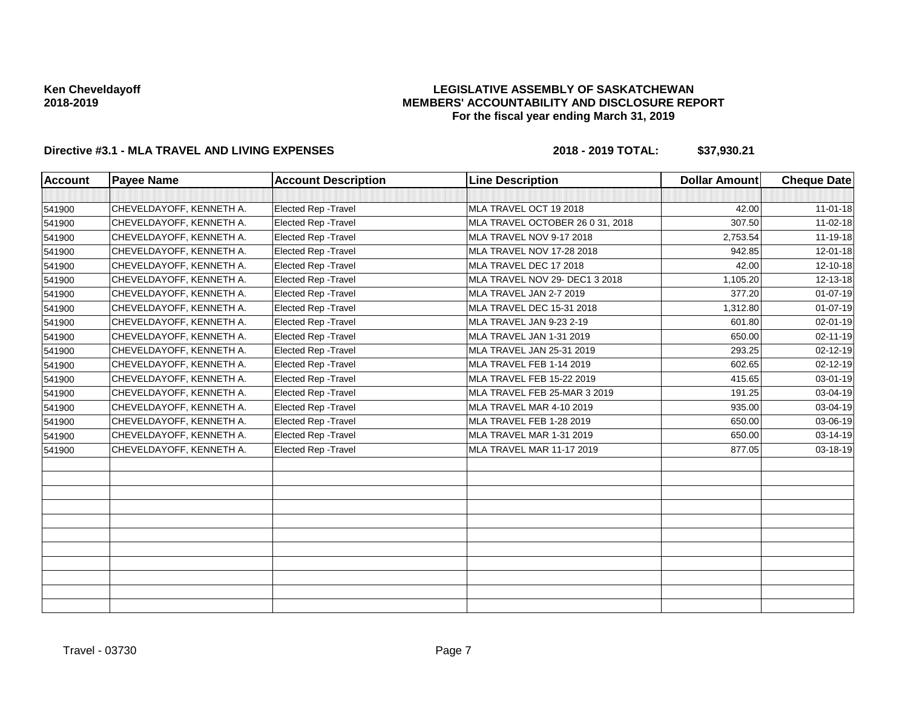**Ken Cheveldayoff**
**2018-2019**

# LEGISLATIVE ASSEMBLY OF SASKATCHEWAN
## MEMBERS' ACCOUNTABILITY AND DISCLOSURE REPORT
### For the fiscal year ending March 31, 2019

**Directive #3.1 - MLA TRAVEL AND LIVING EXPENSES** **2018 - 2019 TOTAL: $37,930.21**

| Account | Payee Name | Account Description | Line Description | Dollar Amount | Cheque Date |
|---|---|---|---|---|---|
| | | | | | |
| 541900 | CHEVELDAYOFF, KENNETH A. | Elected Rep -Travel | MLA TRAVEL OCT 19 2018 | 42.00 | 11-01-18 |
| 541900 | CHEVELDAYOFF, KENNETH A. | Elected Rep -Travel | MLA TRAVEL OCTOBER 26 0 31, 2018 | 307.50 | 11-02-18 |
| 541900 | CHEVELDAYOFF, KENNETH A. | Elected Rep -Travel | MLA TRAVEL NOV 9-17 2018 | 2,753.54 | 11-19-18 |
| 541900 | CHEVELDAYOFF, KENNETH A. | Elected Rep -Travel | MLA TRAVEL NOV 17-28 2018 | 942.85 | 12-01-18 |
| 541900 | CHEVELDAYOFF, KENNETH A. | Elected Rep -Travel | MLA TRAVEL DEC 17 2018 | 42.00 | 12-10-18 |
| 541900 | CHEVELDAYOFF, KENNETH A. | Elected Rep -Travel | MLA TRAVEL NOV 29- DEC1 3 2018 | 1,105.20 | 12-13-18 |
| 541900 | CHEVELDAYOFF, KENNETH A. | Elected Rep -Travel | MLA TRAVEL JAN 2-7 2019 | 377.20 | 01-07-19 |
| 541900 | CHEVELDAYOFF, KENNETH A. | Elected Rep -Travel | MLA TRAVEL DEC 15-31 2018 | 1,312.80 | 01-07-19 |
| 541900 | CHEVELDAYOFF, KENNETH A. | Elected Rep -Travel | MLA TRAVEL JAN 9-23 2-19 | 601.80 | 02-01-19 |
| 541900 | CHEVELDAYOFF, KENNETH A. | Elected Rep -Travel | MLA TRAVEL JAN 1-31 2019 | 650.00 | 02-11-19 |
| 541900 | CHEVELDAYOFF, KENNETH A. | Elected Rep -Travel | MLA TRAVEL JAN 25-31 2019 | 293.25 | 02-12-19 |
| 541900 | CHEVELDAYOFF, KENNETH A. | Elected Rep -Travel | MLA TRAVEL FEB 1-14 2019 | 602.65 | 02-12-19 |
| 541900 | CHEVELDAYOFF, KENNETH A. | Elected Rep -Travel | MLA TRAVEL FEB 15-22 2019 | 415.65 | 03-01-19 |
| 541900 | CHEVELDAYOFF, KENNETH A. | Elected Rep -Travel | MLA TRAVEL FEB 25-MAR 3 2019 | 191.25 | 03-04-19 |
| 541900 | CHEVELDAYOFF, KENNETH A. | Elected Rep -Travel | MLA TRAVEL MAR 4-10 2019 | 935.00 | 03-04-19 |
| 541900 | CHEVELDAYOFF, KENNETH A. | Elected Rep -Travel | MLA TRAVEL FEB 1-28 2019 | 650.00 | 03-06-19 |
| 541900 | CHEVELDAYOFF, KENNETH A. | Elected Rep -Travel | MLA TRAVEL MAR 1-31 2019 | 650.00 | 03-14-19 |
| 541900 | CHEVELDAYOFF, KENNETH A. | Elected Rep -Travel | MLA TRAVEL MAR 11-17 2019 | 877.05 | 03-18-19 |

Travel - 03730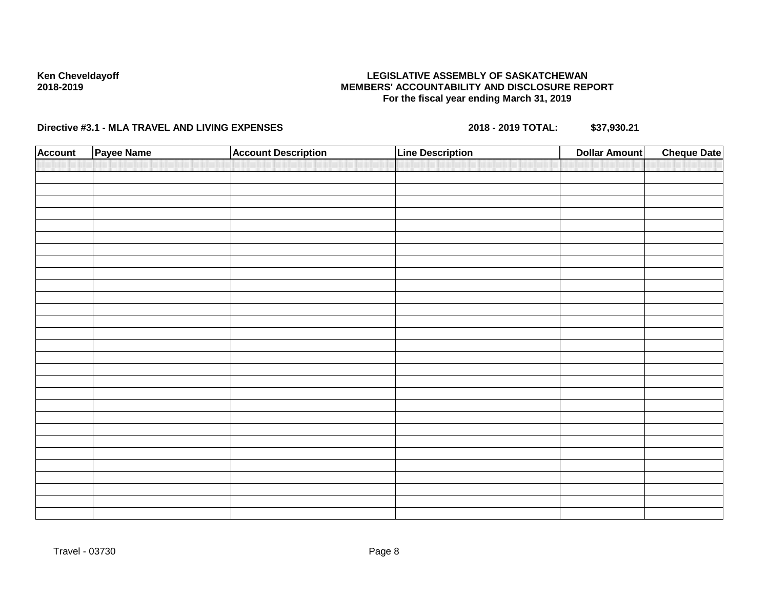Ken Cheveldayoff
2018-2019

**LEGISLATIVE ASSEMBLY OF SASKATCHEWAN**
**MEMBERS' ACCOUNTABILITY AND DISCLOSURE REPORT**
**For the fiscal year ending March 31, 2019**

**Directive #3.1 - MLA TRAVEL AND LIVING EXPENSES** **2018 - 2019 TOTAL: $37,930.21**

| Account | Payee Name | Account Description | Line Description | Dollar Amount | Cheque Date |
|---|---|---|---|---|---|
| | | | | | |

Travel - 03730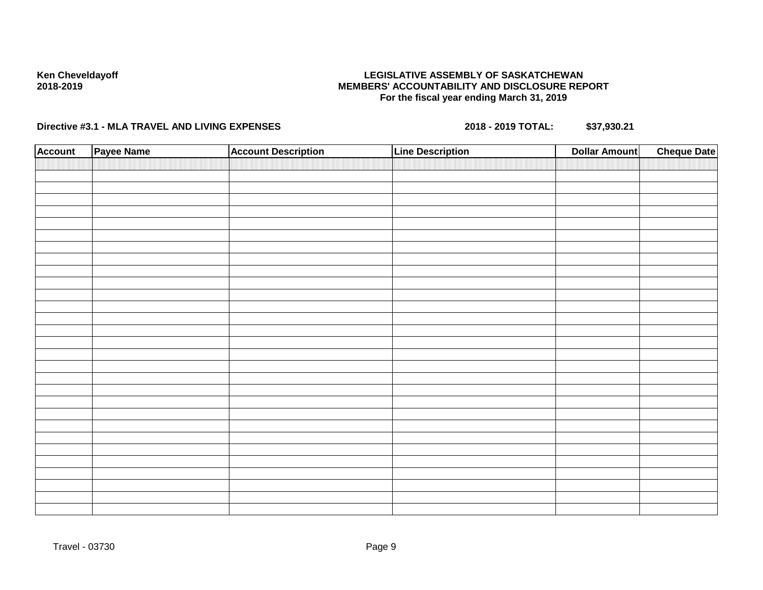**Ken Cheveldayoff**
**2018-2019**

**LEGISLATIVE ASSEMBLY OF SASKATCHEWAN**
**MEMBERS' ACCOUNTABILITY AND DISCLOSURE REPORT**
**For the fiscal year ending March 31, 2019**

**Directive #3.1 - MLA TRAVEL AND LIVING EXPENSES** **2018 - 2019 TOTAL: $37,930.21**

| Account | Payee Name | Account Description | Line Description | Dollar Amount | Cheque Date |
|---|---|---|---|---|---|
| | | | | | |

Travel - 03730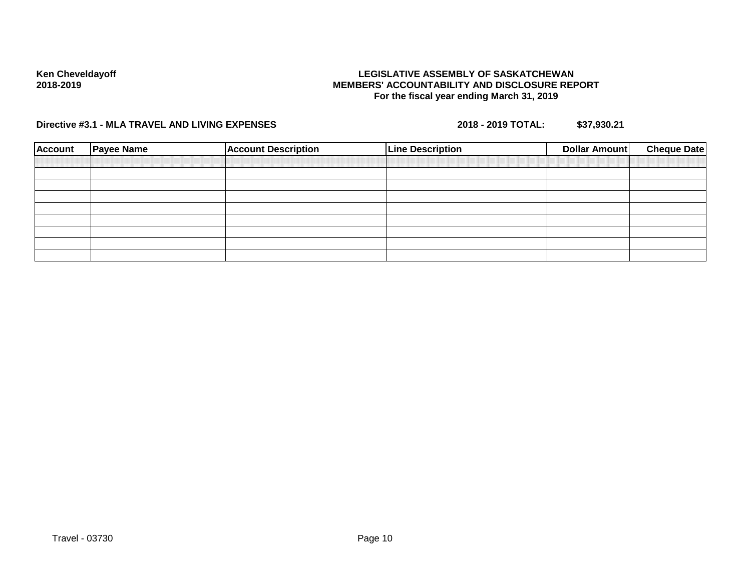**Ken Cheveldayoff**
**2018-2019**

**LEGISLATIVE ASSEMBLY OF SASKATCHEWAN**
**MEMBERS' ACCOUNTABILITY AND DISCLOSURE REPORT**
**For the fiscal year ending March 31, 2019**

**Directive #3.1 - MLA TRAVEL AND LIVING EXPENSES** **2018 - 2019 TOTAL:** **$37,930.21**

| Account | Payee Name | Account Description | Line Description | Dollar Amount | Cheque Date |
|---|---|---|---|---|---|
| | | | | | |
| | | | | | |
| | | | | | |
| | | | | | |
| | | | | | |
| | | | | | |
| | | | | | |
| | | | | | |

Travel - 03730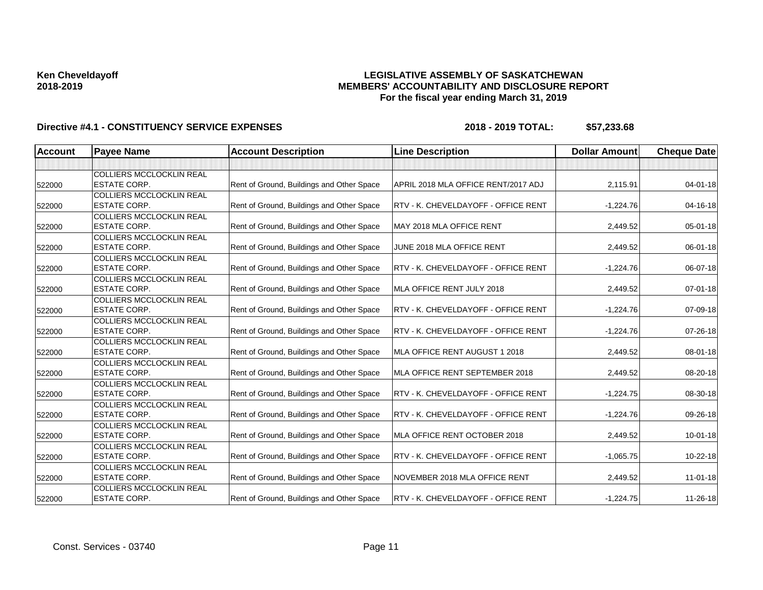**Ken Cheveldayoff**
**2018-2019**

**LEGISLATIVE ASSEMBLY OF SASKATCHEWAN**
**MEMBERS' ACCOUNTABILITY AND DISCLOSURE REPORT**
**For the fiscal year ending March 31, 2019**

**Directive #4.1 - CONSTITUENCY SERVICE EXPENSES** **2018 - 2019 TOTAL: $57,233.68**

| Account | Payee Name | Account Description | Line Description | Dollar Amount | Cheque Date |
|---|---|---|---|---|---|
| | | | | | |
| 522000 | COLLIERS MCCLOCKLIN REAL ESTATE CORP. | Rent of Ground, Buildings and Other Space | APRIL 2018 MLA OFFICE RENT/2017 ADJ | 2,115.91 | 04-01-18 |
| 522000 | COLLIERS MCCLOCKLIN REAL ESTATE CORP. | Rent of Ground, Buildings and Other Space | RTV - K. CHEVELDAYOFF - OFFICE RENT | -1,224.76 | 04-16-18 |
| 522000 | COLLIERS MCCLOCKLIN REAL ESTATE CORP. | Rent of Ground, Buildings and Other Space | MAY 2018 MLA OFFICE RENT | 2,449.52 | 05-01-18 |
| 522000 | COLLIERS MCCLOCKLIN REAL ESTATE CORP. | Rent of Ground, Buildings and Other Space | JUNE 2018 MLA OFFICE RENT | 2,449.52 | 06-01-18 |
| 522000 | COLLIERS MCCLOCKLIN REAL ESTATE CORP. | Rent of Ground, Buildings and Other Space | RTV - K. CHEVELDAYOFF - OFFICE RENT | -1,224.76 | 06-07-18 |
| 522000 | COLLIERS MCCLOCKLIN REAL ESTATE CORP. | Rent of Ground, Buildings and Other Space | MLA OFFICE RENT JULY 2018 | 2,449.52 | 07-01-18 |
| 522000 | COLLIERS MCCLOCKLIN REAL ESTATE CORP. | Rent of Ground, Buildings and Other Space | RTV - K. CHEVELDAYOFF - OFFICE RENT | -1,224.76 | 07-09-18 |
| 522000 | COLLIERS MCCLOCKLIN REAL ESTATE CORP. | Rent of Ground, Buildings and Other Space | RTV - K. CHEVELDAYOFF - OFFICE RENT | -1,224.76 | 07-26-18 |
| 522000 | COLLIERS MCCLOCKLIN REAL ESTATE CORP. | Rent of Ground, Buildings and Other Space | MLA OFFICE RENT AUGUST 1 2018 | 2,449.52 | 08-01-18 |
| 522000 | COLLIERS MCCLOCKLIN REAL ESTATE CORP. | Rent of Ground, Buildings and Other Space | MLA OFFICE RENT SEPTEMBER 2018 | 2,449.52 | 08-20-18 |
| 522000 | COLLIERS MCCLOCKLIN REAL ESTATE CORP. | Rent of Ground, Buildings and Other Space | RTV - K. CHEVELDAYOFF - OFFICE RENT | -1,224.75 | 08-30-18 |
| 522000 | COLLIERS MCCLOCKLIN REAL ESTATE CORP. | Rent of Ground, Buildings and Other Space | RTV - K. CHEVELDAYOFF - OFFICE RENT | -1,224.76 | 09-26-18 |
| 522000 | COLLIERS MCCLOCKLIN REAL ESTATE CORP. | Rent of Ground, Buildings and Other Space | MLA OFFICE RENT OCTOBER 2018 | 2,449.52 | 10-01-18 |
| 522000 | COLLIERS MCCLOCKLIN REAL ESTATE CORP. | Rent of Ground, Buildings and Other Space | RTV - K. CHEVELDAYOFF - OFFICE RENT | -1,065.75 | 10-22-18 |
| 522000 | COLLIERS MCCLOCKLIN REAL ESTATE CORP. | Rent of Ground, Buildings and Other Space | NOVEMBER 2018 MLA OFFICE RENT | 2,449.52 | 11-01-18 |
| 522000 | COLLIERS MCCLOCKLIN REAL ESTATE CORP. | Rent of Ground, Buildings and Other Space | RTV - K. CHEVELDAYOFF - OFFICE RENT | -1,224.75 | 11-26-18 |

Const. Services - 03740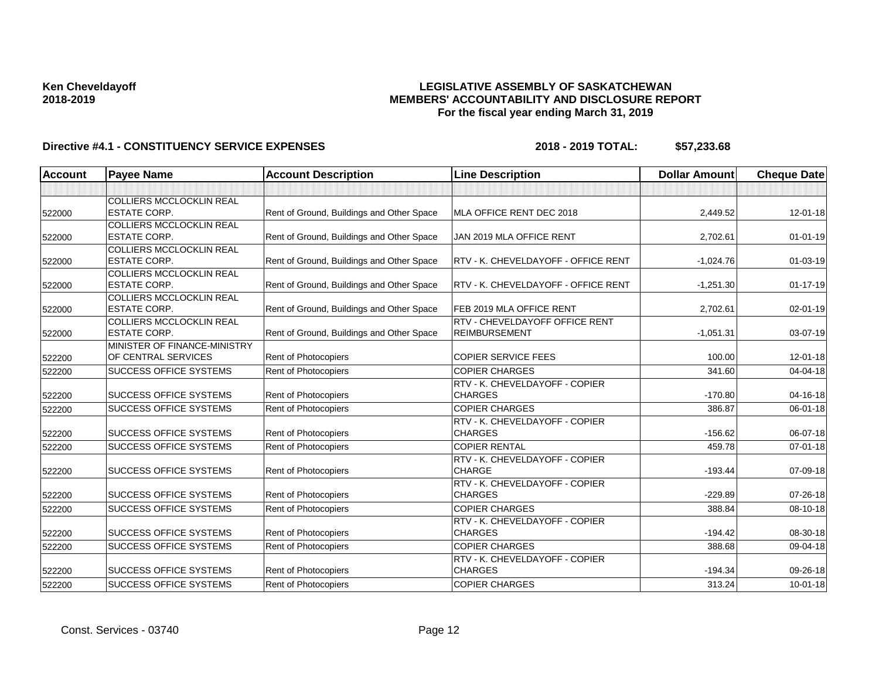**Ken Cheveldayoff**
**2018-2019**

# LEGISLATIVE ASSEMBLY OF SASKATCHEWAN
## MEMBERS' ACCOUNTABILITY AND DISCLOSURE REPORT
### For the fiscal year ending March 31, 2019

**Directive #4.1 - CONSTITUENCY SERVICE EXPENSES** **2018 - 2019 TOTAL: $57,233.68**

| Account | Payee Name | Account Description | Line Description | Dollar Amount | Cheque Date |
|---|---|---|---|---|---|
| | | | | | |
| 522000 | COLLIERS MCCLOCKLIN REAL ESTATE CORP. | Rent of Ground, Buildings and Other Space | MLA OFFICE RENT DEC 2018 | 2,449.52 | 12-01-18 |
| 522000 | COLLIERS MCCLOCKLIN REAL ESTATE CORP. | Rent of Ground, Buildings and Other Space | JAN 2019 MLA OFFICE RENT | 2,702.61 | 01-01-19 |
| 522000 | COLLIERS MCCLOCKLIN REAL ESTATE CORP. | Rent of Ground, Buildings and Other Space | RTV - K. CHEVELDAYOFF - OFFICE RENT | -1,024.76 | 01-03-19 |
| 522000 | COLLIERS MCCLOCKLIN REAL ESTATE CORP. | Rent of Ground, Buildings and Other Space | RTV - K. CHEVELDAYOFF - OFFICE RENT | -1,251.30 | 01-17-19 |
| 522000 | COLLIERS MCCLOCKLIN REAL ESTATE CORP. | Rent of Ground, Buildings and Other Space | FEB 2019 MLA OFFICE RENT | 2,702.61 | 02-01-19 |
| 522000 | COLLIERS MCCLOCKLIN REAL ESTATE CORP. | Rent of Ground, Buildings and Other Space | RTV - CHEVELDAYOFF OFFICE RENT REIMBURSEMENT | -1,051.31 | 03-07-19 |
| 522200 | MINISTER OF FINANCE-MINISTRY OF CENTRAL SERVICES | Rent of Photocopiers | COPIER SERVICE FEES | 100.00 | 12-01-18 |
| 522200 | SUCCESS OFFICE SYSTEMS | Rent of Photocopiers | COPIER CHARGES | 341.60 | 04-04-18 |
| 522200 | SUCCESS OFFICE SYSTEMS | Rent of Photocopiers | RTV - K. CHEVELDAYOFF - COPIER CHARGES | -170.80 | 04-16-18 |
| 522200 | SUCCESS OFFICE SYSTEMS | Rent of Photocopiers | COPIER CHARGES | 386.87 | 06-01-18 |
| 522200 | SUCCESS OFFICE SYSTEMS | Rent of Photocopiers | RTV - K. CHEVELDAYOFF - COPIER CHARGES | -156.62 | 06-07-18 |
| 522200 | SUCCESS OFFICE SYSTEMS | Rent of Photocopiers | COPIER RENTAL | 459.78 | 07-01-18 |
| 522200 | SUCCESS OFFICE SYSTEMS | Rent of Photocopiers | RTV - K. CHEVELDAYOFF - COPIER CHARGE | -193.44 | 07-09-18 |
| 522200 | SUCCESS OFFICE SYSTEMS | Rent of Photocopiers | RTV - K. CHEVELDAYOFF - COPIER CHARGES | -229.89 | 07-26-18 |
| 522200 | SUCCESS OFFICE SYSTEMS | Rent of Photocopiers | COPIER CHARGES | 388.84 | 08-10-18 |
| 522200 | SUCCESS OFFICE SYSTEMS | Rent of Photocopiers | RTV - K. CHEVELDAYOFF - COPIER CHARGES | -194.42 | 08-30-18 |
| 522200 | SUCCESS OFFICE SYSTEMS | Rent of Photocopiers | COPIER CHARGES | 388.68 | 09-04-18 |
| 522200 | SUCCESS OFFICE SYSTEMS | Rent of Photocopiers | RTV - K. CHEVELDAYOFF - COPIER CHARGES | -194.34 | 09-26-18 |
| 522200 | SUCCESS OFFICE SYSTEMS | Rent of Photocopiers | COPIER CHARGES | 313.24 | 10-01-18 |

Const. Services - 03740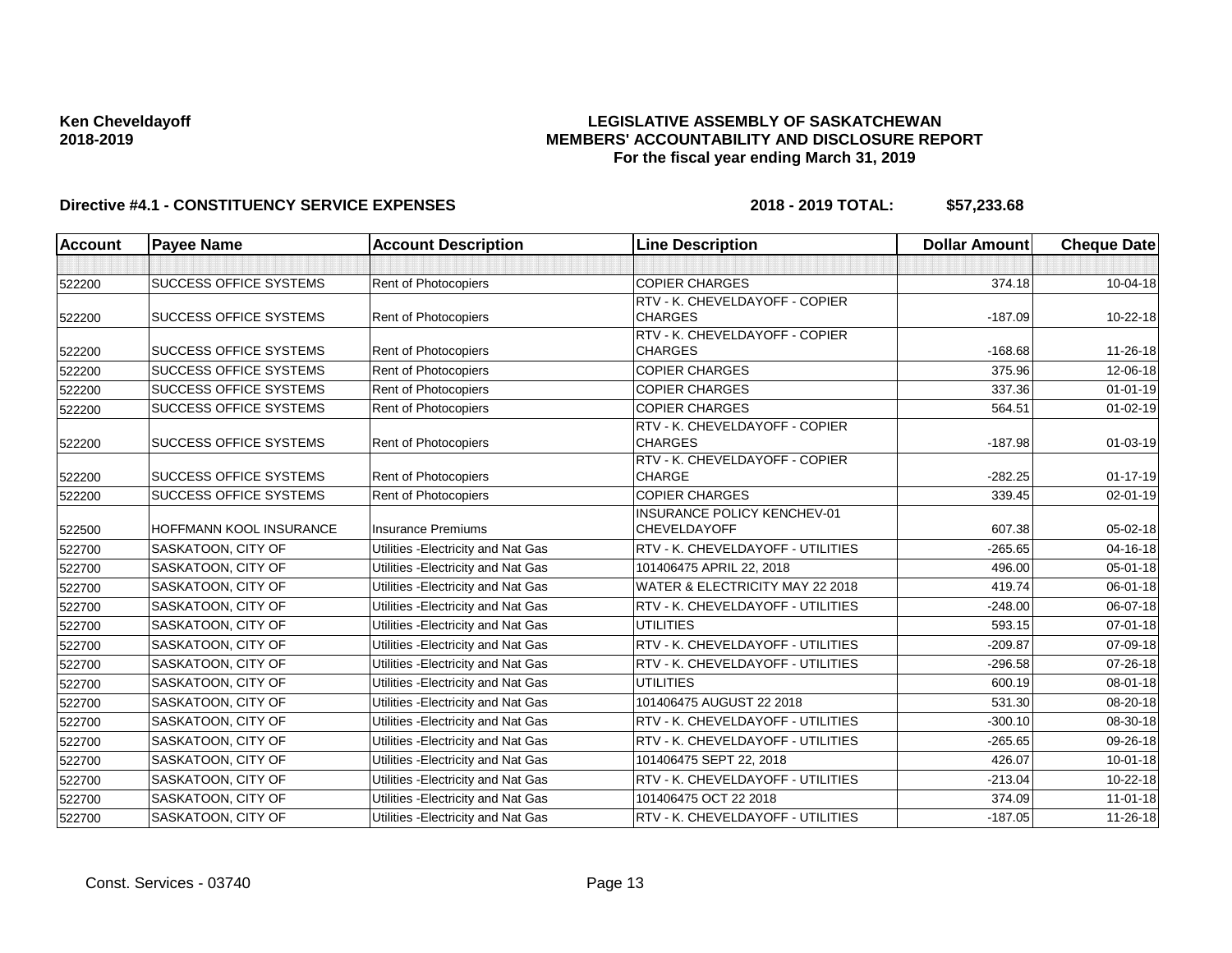**Ken Cheveldayoff**
**2018-2019**

**LEGISLATIVE ASSEMBLY OF SASKATCHEWAN**
**MEMBERS' ACCOUNTABILITY AND DISCLOSURE REPORT**
**For the fiscal year ending March 31, 2019**

**Directive #4.1 - CONSTITUENCY SERVICE EXPENSES** **2018 - 2019 TOTAL: $57,233.68**

| Account | Payee Name | Account Description | Line Description | Dollar Amount | Cheque Date |
|---|---|---|---|---|---|
| | | | | | |
| 522200 | SUCCESS OFFICE SYSTEMS | Rent of Photocopiers | COPIER CHARGES | 374.18 | 10-04-18 |
| 522200 | SUCCESS OFFICE SYSTEMS | Rent of Photocopiers | RTV - K. CHEVELDAYOFF - COPIER CHARGES | -187.09 | 10-22-18 |
| 522200 | SUCCESS OFFICE SYSTEMS | Rent of Photocopiers | RTV - K. CHEVELDAYOFF - COPIER CHARGES | -168.68 | 11-26-18 |
| 522200 | SUCCESS OFFICE SYSTEMS | Rent of Photocopiers | COPIER CHARGES | 375.96 | 12-06-18 |
| 522200 | SUCCESS OFFICE SYSTEMS | Rent of Photocopiers | COPIER CHARGES | 337.36 | 01-01-19 |
| 522200 | SUCCESS OFFICE SYSTEMS | Rent of Photocopiers | COPIER CHARGES | 564.51 | 01-02-19 |
| 522200 | SUCCESS OFFICE SYSTEMS | Rent of Photocopiers | RTV - K. CHEVELDAYOFF - COPIER CHARGES | -187.98 | 01-03-19 |
| 522200 | SUCCESS OFFICE SYSTEMS | Rent of Photocopiers | RTV - K. CHEVELDAYOFF - COPIER CHARGE | -282.25 | 01-17-19 |
| 522200 | SUCCESS OFFICE SYSTEMS | Rent of Photocopiers | COPIER CHARGES | 339.45 | 02-01-19 |
| 522500 | HOFFMANN KOOL INSURANCE | Insurance Premiums | INSURANCE POLICY KENCHEV-01 CHEVELDAYOFF | 607.38 | 05-02-18 |
| 522700 | SASKATOON, CITY OF | Utilities -Electricity and Nat Gas | RTV - K. CHEVELDAYOFF - UTILITIES | -265.65 | 04-16-18 |
| 522700 | SASKATOON, CITY OF | Utilities -Electricity and Nat Gas | 101406475 APRIL 22, 2018 | 496.00 | 05-01-18 |
| 522700 | SASKATOON, CITY OF | Utilities -Electricity and Nat Gas | WATER & ELECTRICITY MAY 22 2018 | 419.74 | 06-01-18 |
| 522700 | SASKATOON, CITY OF | Utilities -Electricity and Nat Gas | RTV - K. CHEVELDAYOFF - UTILITIES | -248.00 | 06-07-18 |
| 522700 | SASKATOON, CITY OF | Utilities -Electricity and Nat Gas | UTILITIES | 593.15 | 07-01-18 |
| 522700 | SASKATOON, CITY OF | Utilities -Electricity and Nat Gas | RTV - K. CHEVELDAYOFF - UTILITIES | -209.87 | 07-09-18 |
| 522700 | SASKATOON, CITY OF | Utilities -Electricity and Nat Gas | RTV - K. CHEVELDAYOFF - UTILITIES | -296.58 | 07-26-18 |
| 522700 | SASKATOON, CITY OF | Utilities -Electricity and Nat Gas | UTILITIES | 600.19 | 08-01-18 |
| 522700 | SASKATOON, CITY OF | Utilities -Electricity and Nat Gas | 101406475 AUGUST 22 2018 | 531.30 | 08-20-18 |
| 522700 | SASKATOON, CITY OF | Utilities -Electricity and Nat Gas | RTV - K. CHEVELDAYOFF - UTILITIES | -300.10 | 08-30-18 |
| 522700 | SASKATOON, CITY OF | Utilities -Electricity and Nat Gas | RTV - K. CHEVELDAYOFF - UTILITIES | -265.65 | 09-26-18 |
| 522700 | SASKATOON, CITY OF | Utilities -Electricity and Nat Gas | 101406475 SEPT 22, 2018 | 426.07 | 10-01-18 |
| 522700 | SASKATOON, CITY OF | Utilities -Electricity and Nat Gas | RTV - K. CHEVELDAYOFF - UTILITIES | -213.04 | 10-22-18 |
| 522700 | SASKATOON, CITY OF | Utilities -Electricity and Nat Gas | 101406475 OCT 22 2018 | 374.09 | 11-01-18 |
| 522700 | SASKATOON, CITY OF | Utilities -Electricity and Nat Gas | RTV - K. CHEVELDAYOFF - UTILITIES | -187.05 | 11-26-18 |

Const. Services - 03740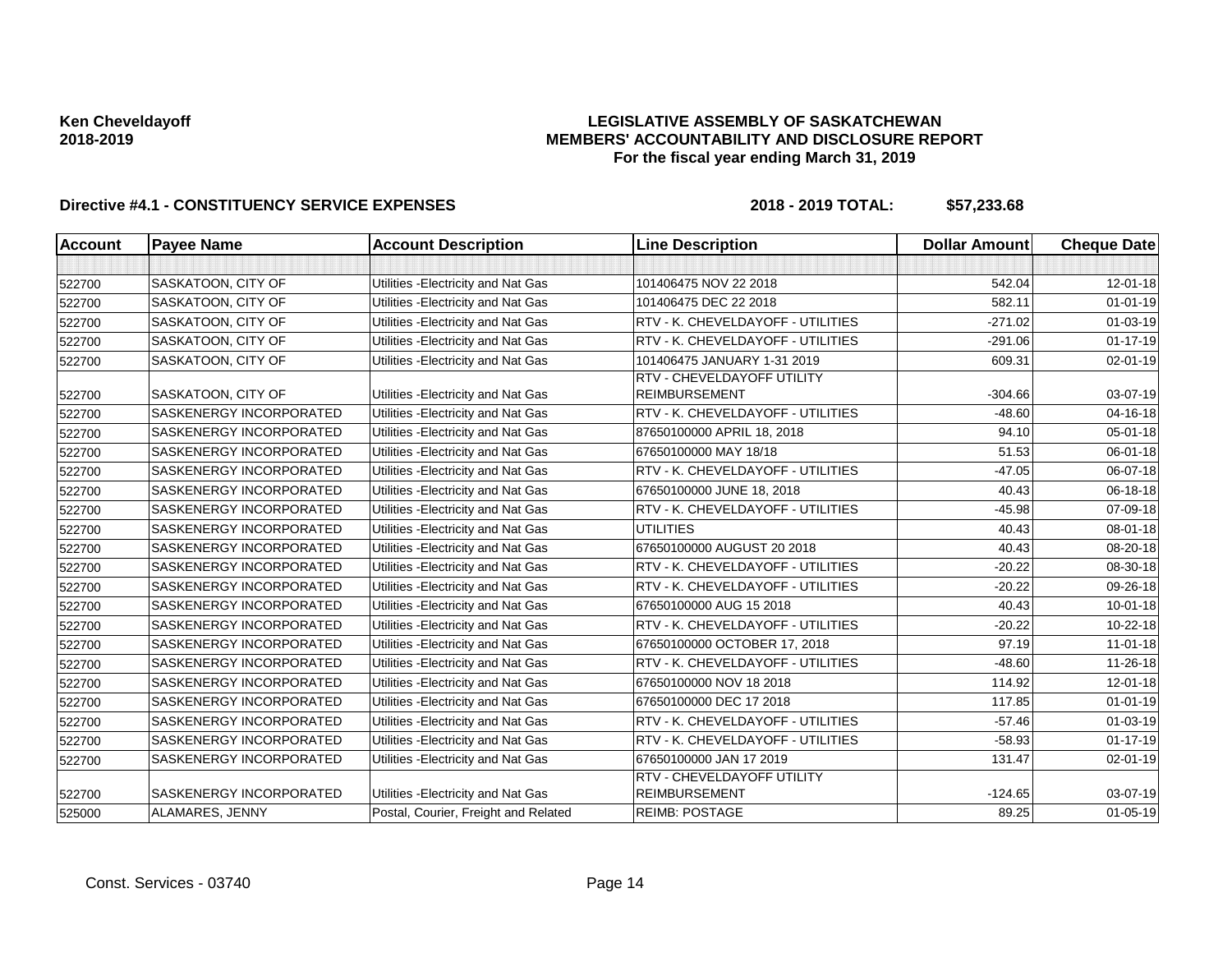**Ken Cheveldayoff**
**2018-2019**

# LEGISLATIVE ASSEMBLY OF SASKATCHEWAN
## MEMBERS' ACCOUNTABILITY AND DISCLOSURE REPORT
### For the fiscal year ending March 31, 2019

**Directive #4.1 - CONSTITUENCY SERVICE EXPENSES** **2018 - 2019 TOTAL: $57,233.68**

| Account | Payee Name | Account Description | Line Description | Dollar Amount | Cheque Date |
|---|---|---|---|---|---|
| | | | | | |
| 522700 | SASKATOON, CITY OF | Utilities -Electricity and Nat Gas | 101406475 NOV 22 2018 | 542.04 | 12-01-18 |
| 522700 | SASKATOON, CITY OF | Utilities -Electricity and Nat Gas | 101406475 DEC 22 2018 | 582.11 | 01-01-19 |
| 522700 | SASKATOON, CITY OF | Utilities -Electricity and Nat Gas | RTV - K. CHEVELDAYOFF - UTILITIES | -271.02 | 01-03-19 |
| 522700 | SASKATOON, CITY OF | Utilities -Electricity and Nat Gas | RTV - K. CHEVELDAYOFF - UTILITIES | -291.06 | 01-17-19 |
| 522700 | SASKATOON, CITY OF | Utilities -Electricity and Nat Gas | 101406475 JANUARY 1-31 2019 | 609.31 | 02-01-19 |
| 522700 | SASKATOON, CITY OF | Utilities -Electricity and Nat Gas | RTV - CHEVELDAYOFF UTILITY REIMBURSEMENT | -304.66 | 03-07-19 |
| 522700 | SASKENERGY INCORPORATED | Utilities -Electricity and Nat Gas | RTV - K. CHEVELDAYOFF - UTILITIES | -48.60 | 04-16-18 |
| 522700 | SASKENERGY INCORPORATED | Utilities -Electricity and Nat Gas | 87650100000 APRIL 18, 2018 | 94.10 | 05-01-18 |
| 522700 | SASKENERGY INCORPORATED | Utilities -Electricity and Nat Gas | 67650100000 MAY 18/18 | 51.53 | 06-01-18 |
| 522700 | SASKENERGY INCORPORATED | Utilities -Electricity and Nat Gas | RTV - K. CHEVELDAYOFF - UTILITIES | -47.05 | 06-07-18 |
| 522700 | SASKENERGY INCORPORATED | Utilities -Electricity and Nat Gas | 67650100000 JUNE 18, 2018 | 40.43 | 06-18-18 |
| 522700 | SASKENERGY INCORPORATED | Utilities -Electricity and Nat Gas | RTV - K. CHEVELDAYOFF - UTILITIES | -45.98 | 07-09-18 |
| 522700 | SASKENERGY INCORPORATED | Utilities -Electricity and Nat Gas | UTILITIES | 40.43 | 08-01-18 |
| 522700 | SASKENERGY INCORPORATED | Utilities -Electricity and Nat Gas | 67650100000 AUGUST 20 2018 | 40.43 | 08-20-18 |
| 522700 | SASKENERGY INCORPORATED | Utilities -Electricity and Nat Gas | RTV - K. CHEVELDAYOFF - UTILITIES | -20.22 | 08-30-18 |
| 522700 | SASKENERGY INCORPORATED | Utilities -Electricity and Nat Gas | RTV - K. CHEVELDAYOFF - UTILITIES | -20.22 | 09-26-18 |
| 522700 | SASKENERGY INCORPORATED | Utilities -Electricity and Nat Gas | 67650100000 AUG 15 2018 | 40.43 | 10-01-18 |
| 522700 | SASKENERGY INCORPORATED | Utilities -Electricity and Nat Gas | RTV - K. CHEVELDAYOFF - UTILITIES | -20.22 | 10-22-18 |
| 522700 | SASKENERGY INCORPORATED | Utilities -Electricity and Nat Gas | 67650100000 OCTOBER 17, 2018 | 97.19 | 11-01-18 |
| 522700 | SASKENERGY INCORPORATED | Utilities -Electricity and Nat Gas | RTV - K. CHEVELDAYOFF - UTILITIES | -48.60 | 11-26-18 |
| 522700 | SASKENERGY INCORPORATED | Utilities -Electricity and Nat Gas | 67650100000 NOV 18 2018 | 114.92 | 12-01-18 |
| 522700 | SASKENERGY INCORPORATED | Utilities -Electricity and Nat Gas | 67650100000 DEC 17 2018 | 117.85 | 01-01-19 |
| 522700 | SASKENERGY INCORPORATED | Utilities -Electricity and Nat Gas | RTV - K. CHEVELDAYOFF - UTILITIES | -57.46 | 01-03-19 |
| 522700 | SASKENERGY INCORPORATED | Utilities -Electricity and Nat Gas | RTV - K. CHEVELDAYOFF - UTILITIES | -58.93 | 01-17-19 |
| 522700 | SASKENERGY INCORPORATED | Utilities -Electricity and Nat Gas | 67650100000 JAN 17 2019 | 131.47 | 02-01-19 |
| 522700 | SASKENERGY INCORPORATED | Utilities -Electricity and Nat Gas | RTV - CHEVELDAYOFF UTILITY REIMBURSEMENT | -124.65 | 03-07-19 |
| 525000 | ALAMARES, JENNY | Postal, Courier, Freight and Related | REIMB: POSTAGE | 89.25 | 01-05-19 |

Const. Services - 03740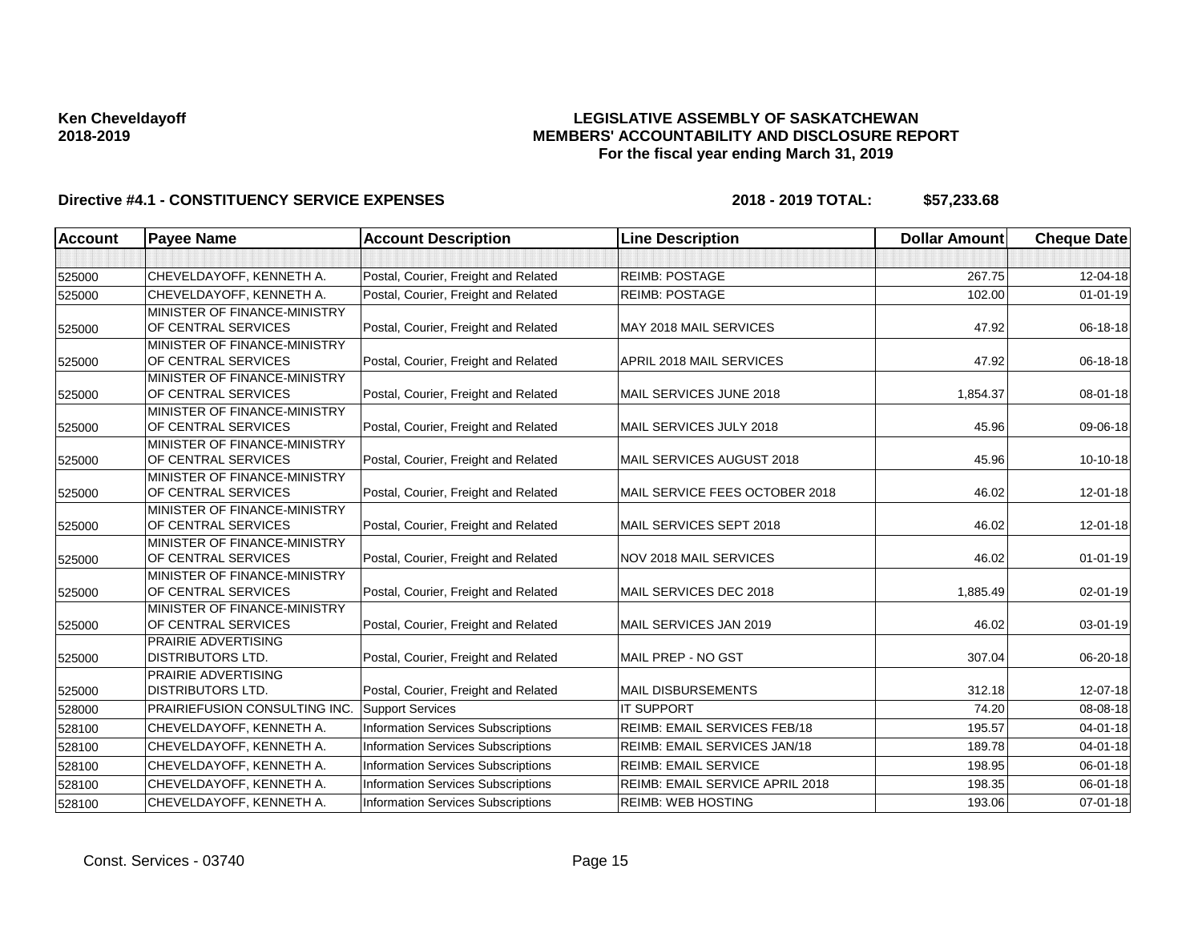Ken Cheveldayoff
2018-2019

# LEGISLATIVE ASSEMBLY OF SASKATCHEWAN
## MEMBERS' ACCOUNTABILITY AND DISCLOSURE REPORT
### For the fiscal year ending March 31, 2019

**Directive #4.1 - CONSTITUENCY SERVICE EXPENSES** **2018 - 2019 TOTAL: $57,233.68**

| Account | Payee Name | Account Description | Line Description | Dollar Amount | Cheque Date |
|---|---|---|---|---|---|
| | | | | | |
| 525000 | CHEVELDAYOFF, KENNETH A. | Postal, Courier, Freight and Related | REIMB: POSTAGE | 267.75 | 12-04-18 |
| 525000 | CHEVELDAYOFF, KENNETH A. | Postal, Courier, Freight and Related | REIMB: POSTAGE | 102.00 | 01-01-19 |
| 525000 | MINISTER OF FINANCE-MINISTRY OF CENTRAL SERVICES | Postal, Courier, Freight and Related | MAY 2018 MAIL SERVICES | 47.92 | 06-18-18 |
| 525000 | MINISTER OF FINANCE-MINISTRY OF CENTRAL SERVICES | Postal, Courier, Freight and Related | APRIL 2018 MAIL SERVICES | 47.92 | 06-18-18 |
| 525000 | MINISTER OF FINANCE-MINISTRY OF CENTRAL SERVICES | Postal, Courier, Freight and Related | MAIL SERVICES JUNE 2018 | 1,854.37 | 08-01-18 |
| 525000 | MINISTER OF FINANCE-MINISTRY OF CENTRAL SERVICES | Postal, Courier, Freight and Related | MAIL SERVICES JULY 2018 | 45.96 | 09-06-18 |
| 525000 | MINISTER OF FINANCE-MINISTRY OF CENTRAL SERVICES | Postal, Courier, Freight and Related | MAIL SERVICES AUGUST 2018 | 45.96 | 10-10-18 |
| 525000 | MINISTER OF FINANCE-MINISTRY OF CENTRAL SERVICES | Postal, Courier, Freight and Related | MAIL SERVICE FEES OCTOBER 2018 | 46.02 | 12-01-18 |
| 525000 | MINISTER OF FINANCE-MINISTRY OF CENTRAL SERVICES | Postal, Courier, Freight and Related | MAIL SERVICES SEPT 2018 | 46.02 | 12-01-18 |
| 525000 | MINISTER OF FINANCE-MINISTRY OF CENTRAL SERVICES | Postal, Courier, Freight and Related | NOV 2018 MAIL SERVICES | 46.02 | 01-01-19 |
| 525000 | MINISTER OF FINANCE-MINISTRY OF CENTRAL SERVICES | Postal, Courier, Freight and Related | MAIL SERVICES DEC 2018 | 1,885.49 | 02-01-19 |
| 525000 | MINISTER OF FINANCE-MINISTRY OF CENTRAL SERVICES | Postal, Courier, Freight and Related | MAIL SERVICES JAN 2019 | 46.02 | 03-01-19 |
| 525000 | PRAIRIE ADVERTISING DISTRIBUTORS LTD. | Postal, Courier, Freight and Related | MAIL PREP - NO GST | 307.04 | 06-20-18 |
| 525000 | PRAIRIE ADVERTISING DISTRIBUTORS LTD. | Postal, Courier, Freight and Related | MAIL DISBURSEMENTS | 312.18 | 12-07-18 |
| 528000 | PRAIRIEFUSION CONSULTING INC. | Support Services | IT SUPPORT | 74.20 | 08-08-18 |
| 528100 | CHEVELDAYOFF, KENNETH A. | Information Services Subscriptions | REIMB: EMAIL SERVICES FEB/18 | 195.57 | 04-01-18 |
| 528100 | CHEVELDAYOFF, KENNETH A. | Information Services Subscriptions | REIMB: EMAIL SERVICES JAN/18 | 189.78 | 04-01-18 |
| 528100 | CHEVELDAYOFF, KENNETH A. | Information Services Subscriptions | REIMB: EMAIL SERVICE | 198.95 | 06-01-18 |
| 528100 | CHEVELDAYOFF, KENNETH A. | Information Services Subscriptions | REIMB: EMAIL SERVICE APRIL 2018 | 198.35 | 06-01-18 |
| 528100 | CHEVELDAYOFF, KENNETH A. | Information Services Subscriptions | REIMB: WEB HOSTING | 193.06 | 07-01-18 |

Const. Services - 03740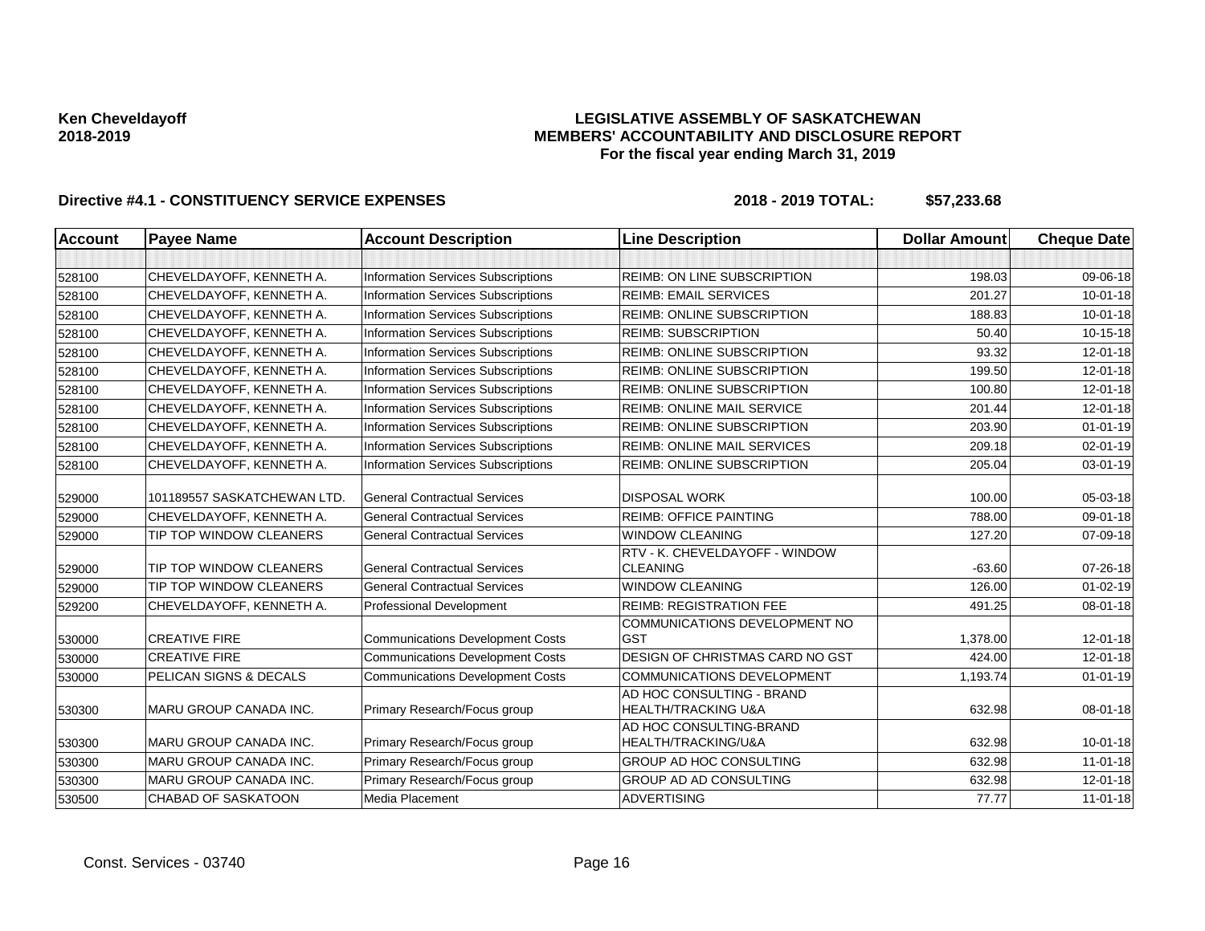**Ken Cheveldayoff**
**2018-2019**

**LEGISLATIVE ASSEMBLY OF SASKATCHEWAN**
**MEMBERS' ACCOUNTABILITY AND DISCLOSURE REPORT**
**For the fiscal year ending March 31, 2019**

**Directive #4.1 - CONSTITUENCY SERVICE EXPENSES** **2018 - 2019 TOTAL: $57,233.68**

| Account | Payee Name | Account Description | Line Description | Dollar Amount | Cheque Date |
|---|---|---|---|---|---|
| | | | | | |
| 528100 | CHEVELDAYOFF, KENNETH A. | Information Services Subscriptions | REIMB: ON LINE SUBSCRIPTION | 198.03 | 09-06-18 |
| 528100 | CHEVELDAYOFF, KENNETH A. | Information Services Subscriptions | REIMB: EMAIL SERVICES | 201.27 | 10-01-18 |
| 528100 | CHEVELDAYOFF, KENNETH A. | Information Services Subscriptions | REIMB: ONLINE SUBSCRIPTION | 188.83 | 10-01-18 |
| 528100 | CHEVELDAYOFF, KENNETH A. | Information Services Subscriptions | REIMB: SUBSCRIPTION | 50.40 | 10-15-18 |
| 528100 | CHEVELDAYOFF, KENNETH A. | Information Services Subscriptions | REIMB: ONLINE SUBSCRIPTION | 93.32 | 12-01-18 |
| 528100 | CHEVELDAYOFF, KENNETH A. | Information Services Subscriptions | REIMB: ONLINE SUBSCRIPTION | 199.50 | 12-01-18 |
| 528100 | CHEVELDAYOFF, KENNETH A. | Information Services Subscriptions | REIMB: ONLINE SUBSCRIPTION | 100.80 | 12-01-18 |
| 528100 | CHEVELDAYOFF, KENNETH A. | Information Services Subscriptions | REIMB: ONLINE MAIL SERVICE | 201.44 | 12-01-18 |
| 528100 | CHEVELDAYOFF, KENNETH A. | Information Services Subscriptions | REIMB: ONLINE SUBSCRIPTION | 203.90 | 01-01-19 |
| 528100 | CHEVELDAYOFF, KENNETH A. | Information Services Subscriptions | REIMB: ONLINE MAIL SERVICES | 209.18 | 02-01-19 |
| 528100 | CHEVELDAYOFF, KENNETH A. | Information Services Subscriptions | REIMB: ONLINE SUBSCRIPTION | 205.04 | 03-01-19 |
| 529000 | 101189557 SASKATCHEWAN LTD. | General Contractual Services | DISPOSAL WORK | 100.00 | 05-03-18 |
| 529000 | CHEVELDAYOFF, KENNETH A. | General Contractual Services | REIMB: OFFICE PAINTING | 788.00 | 09-01-18 |
| 529000 | TIP TOP WINDOW CLEANERS | General Contractual Services | WINDOW CLEANING | 127.20 | 07-09-18 |
| 529000 | TIP TOP WINDOW CLEANERS | General Contractual Services | RTV - K. CHEVELDAYOFF - WINDOW CLEANING | -63.60 | 07-26-18 |
| 529000 | TIP TOP WINDOW CLEANERS | General Contractual Services | WINDOW CLEANING | 126.00 | 01-02-19 |
| 529200 | CHEVELDAYOFF, KENNETH A. | Professional Development | REIMB: REGISTRATION FEE | 491.25 | 08-01-18 |
| 530000 | CREATIVE FIRE | Communications Development Costs | COMMUNICATIONS DEVELOPMENT NO GST | 1,378.00 | 12-01-18 |
| 530000 | CREATIVE FIRE | Communications Development Costs | DESIGN OF CHRISTMAS CARD NO GST | 424.00 | 12-01-18 |
| 530000 | PELICAN SIGNS & DECALS | Communications Development Costs | COMMUNICATIONS DEVELOPMENT | 1,193.74 | 01-01-19 |
| 530300 | MARU GROUP CANADA INC. | Primary Research/Focus group | AD HOC CONSULTING - BRAND HEALTH/TRACKING U&A | 632.98 | 08-01-18 |
| 530300 | MARU GROUP CANADA INC. | Primary Research/Focus group | AD HOC CONSULTING-BRAND HEALTH/TRACKING/U&A | 632.98 | 10-01-18 |
| 530300 | MARU GROUP CANADA INC. | Primary Research/Focus group | GROUP AD HOC CONSULTING | 632.98 | 11-01-18 |
| 530300 | MARU GROUP CANADA INC. | Primary Research/Focus group | GROUP AD AD CONSULTING | 632.98 | 12-01-18 |
| 530500 | CHABAD OF SASKATOON | Media Placement | ADVERTISING | 77.77 | 11-01-18 |

Const. Services - 03740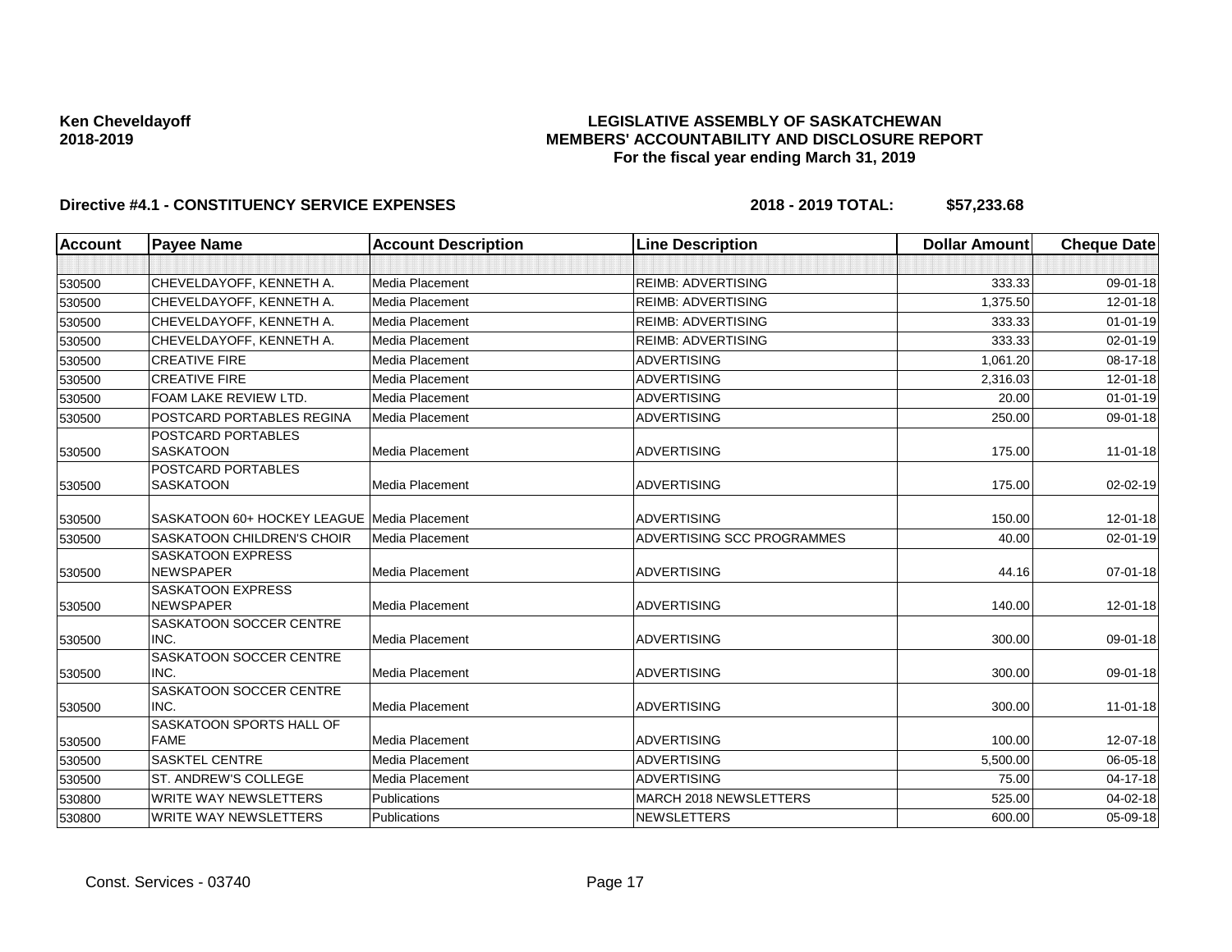**Ken Cheveldayoff**
**2018-2019**

**LEGISLATIVE ASSEMBLY OF SASKATCHEWAN**
**MEMBERS' ACCOUNTABILITY AND DISCLOSURE REPORT**
**For the fiscal year ending March 31, 2019**

**Directive #4.1 - CONSTITUENCY SERVICE EXPENSES** **2018 - 2019 TOTAL: $57,233.68**

| Account | Payee Name | Account Description | Line Description | Dollar Amount | Cheque Date |
|---|---|---|---|---|---|
| | | | | | |
| 530500 | CHEVELDAYOFF, KENNETH A. | Media Placement | REIMB: ADVERTISING | 333.33 | 09-01-18 |
| 530500 | CHEVELDAYOFF, KENNETH A. | Media Placement | REIMB: ADVERTISING | 1,375.50 | 12-01-18 |
| 530500 | CHEVELDAYOFF, KENNETH A. | Media Placement | REIMB: ADVERTISING | 333.33 | 01-01-19 |
| 530500 | CHEVELDAYOFF, KENNETH A. | Media Placement | REIMB: ADVERTISING | 333.33 | 02-01-19 |
| 530500 | CREATIVE FIRE | Media Placement | ADVERTISING | 1,061.20 | 08-17-18 |
| 530500 | CREATIVE FIRE | Media Placement | ADVERTISING | 2,316.03 | 12-01-18 |
| 530500 | FOAM LAKE REVIEW LTD. | Media Placement | ADVERTISING | 20.00 | 01-01-19 |
| 530500 | POSTCARD PORTABLES REGINA | Media Placement | ADVERTISING | 250.00 | 09-01-18 |
| 530500 | POSTCARD PORTABLES SASKATOON | Media Placement | ADVERTISING | 175.00 | 11-01-18 |
| 530500 | POSTCARD PORTABLES SASKATOON | Media Placement | ADVERTISING | 175.00 | 02-02-19 |
| 530500 | SASKATOON 60+ HOCKEY LEAGUE | Media Placement | ADVERTISING | 150.00 | 12-01-18 |
| 530500 | SASKATOON CHILDREN'S CHOIR | Media Placement | ADVERTISING SCC PROGRAMMES | 40.00 | 02-01-19 |
| 530500 | SASKATOON EXPRESS NEWSPAPER | Media Placement | ADVERTISING | 44.16 | 07-01-18 |
| 530500 | SASKATOON EXPRESS NEWSPAPER | Media Placement | ADVERTISING | 140.00 | 12-01-18 |
| 530500 | SASKATOON SOCCER CENTRE INC. | Media Placement | ADVERTISING | 300.00 | 09-01-18 |
| 530500 | SASKATOON SOCCER CENTRE INC. | Media Placement | ADVERTISING | 300.00 | 09-01-18 |
| 530500 | SASKATOON SOCCER CENTRE INC. | Media Placement | ADVERTISING | 300.00 | 11-01-18 |
| 530500 | SASKATOON SPORTS HALL OF FAME | Media Placement | ADVERTISING | 100.00 | 12-07-18 |
| 530500 | SASKTEL CENTRE | Media Placement | ADVERTISING | 5,500.00 | 06-05-18 |
| 530500 | ST. ANDREW'S COLLEGE | Media Placement | ADVERTISING | 75.00 | 04-17-18 |
| 530800 | WRITE WAY NEWSLETTERS | Publications | MARCH 2018 NEWSLETTERS | 525.00 | 04-02-18 |
| 530800 | WRITE WAY NEWSLETTERS | Publications | NEWSLETTERS | 600.00 | 05-09-18 |

Const. Services - 03740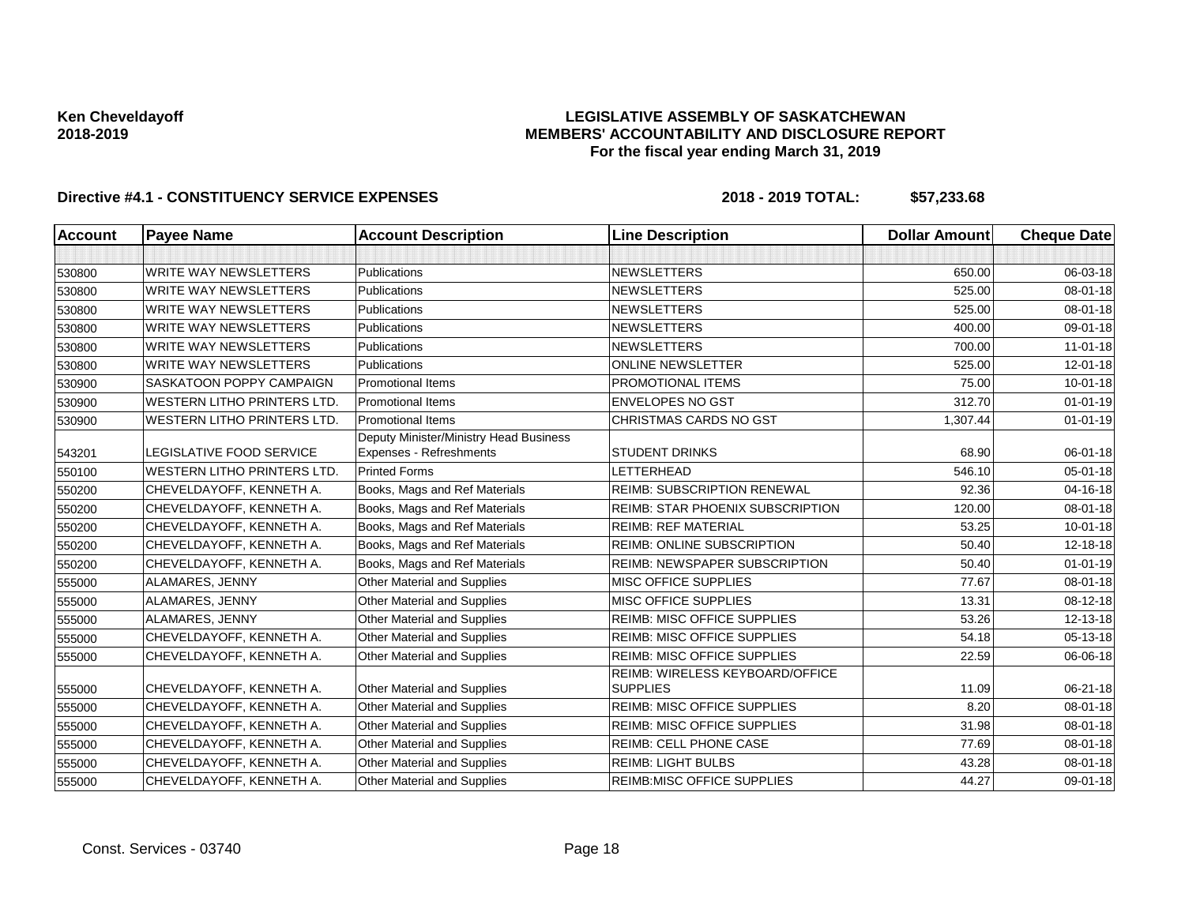Ken Cheveldayoff
2018-2019

# LEGISLATIVE ASSEMBLY OF SASKATCHEWAN
## MEMBERS' ACCOUNTABILITY AND DISCLOSURE REPORT
### For the fiscal year ending March 31, 2019

**Directive #4.1 - CONSTITUENCY SERVICE EXPENSES** **2018 - 2019 TOTAL: $57,233.68**

| Account | Payee Name | Account Description | Line Description | Dollar Amount | Cheque Date |
|---|---|---|---|---|---|
| | | | | | |
| 530800 | WRITE WAY NEWSLETTERS | Publications | NEWSLETTERS | 650.00 | 06-03-18 |
| 530800 | WRITE WAY NEWSLETTERS | Publications | NEWSLETTERS | 525.00 | 08-01-18 |
| 530800 | WRITE WAY NEWSLETTERS | Publications | NEWSLETTERS | 525.00 | 08-01-18 |
| 530800 | WRITE WAY NEWSLETTERS | Publications | NEWSLETTERS | 400.00 | 09-01-18 |
| 530800 | WRITE WAY NEWSLETTERS | Publications | NEWSLETTERS | 700.00 | 11-01-18 |
| 530800 | WRITE WAY NEWSLETTERS | Publications | ONLINE NEWSLETTER | 525.00 | 12-01-18 |
| 530900 | SASKATOON POPPY CAMPAIGN | Promotional Items | PROMOTIONAL ITEMS | 75.00 | 10-01-18 |
| 530900 | WESTERN LITHO PRINTERS LTD. | Promotional Items | ENVELOPES NO GST | 312.70 | 01-01-19 |
| 530900 | WESTERN LITHO PRINTERS LTD. | Promotional Items | CHRISTMAS CARDS NO GST | 1,307.44 | 01-01-19 |
| 543201 | LEGISLATIVE FOOD SERVICE | Deputy Minister/Ministry Head Business Expenses - Refreshments | STUDENT DRINKS | 68.90 | 06-01-18 |
| 550100 | WESTERN LITHO PRINTERS LTD. | Printed Forms | LETTERHEAD | 546.10 | 05-01-18 |
| 550200 | CHEVELDAYOFF, KENNETH A. | Books, Mags and Ref Materials | REIMB: SUBSCRIPTION RENEWAL | 92.36 | 04-16-18 |
| 550200 | CHEVELDAYOFF, KENNETH A. | Books, Mags and Ref Materials | REIMB: STAR PHOENIX SUBSCRIPTION | 120.00 | 08-01-18 |
| 550200 | CHEVELDAYOFF, KENNETH A. | Books, Mags and Ref Materials | REIMB: REF MATERIAL | 53.25 | 10-01-18 |
| 550200 | CHEVELDAYOFF, KENNETH A. | Books, Mags and Ref Materials | REIMB: ONLINE SUBSCRIPTION | 50.40 | 12-18-18 |
| 550200 | CHEVELDAYOFF, KENNETH A. | Books, Mags and Ref Materials | REIMB: NEWSPAPER SUBSCRIPTION | 50.40 | 01-01-19 |
| 555000 | ALAMARES, JENNY | Other Material and Supplies | MISC OFFICE SUPPLIES | 77.67 | 08-01-18 |
| 555000 | ALAMARES, JENNY | Other Material and Supplies | MISC OFFICE SUPPLIES | 13.31 | 08-12-18 |
| 555000 | ALAMARES, JENNY | Other Material and Supplies | REIMB: MISC OFFICE SUPPLIES | 53.26 | 12-13-18 |
| 555000 | CHEVELDAYOFF, KENNETH A. | Other Material and Supplies | REIMB: MISC OFFICE SUPPLIES | 54.18 | 05-13-18 |
| 555000 | CHEVELDAYOFF, KENNETH A. | Other Material and Supplies | REIMB: MISC OFFICE SUPPLIES | 22.59 | 06-06-18 |
| 555000 | CHEVELDAYOFF, KENNETH A. | Other Material and Supplies | REIMB: WIRELESS KEYBOARD/OFFICE SUPPLIES | 11.09 | 06-21-18 |
| 555000 | CHEVELDAYOFF, KENNETH A. | Other Material and Supplies | REIMB: MISC OFFICE SUPPLIES | 8.20 | 08-01-18 |
| 555000 | CHEVELDAYOFF, KENNETH A. | Other Material and Supplies | REIMB: MISC OFFICE SUPPLIES | 31.98 | 08-01-18 |
| 555000 | CHEVELDAYOFF, KENNETH A. | Other Material and Supplies | REIMB: CELL PHONE CASE | 77.69 | 08-01-18 |
| 555000 | CHEVELDAYOFF, KENNETH A. | Other Material and Supplies | REIMB: LIGHT BULBS | 43.28 | 08-01-18 |
| 555000 | CHEVELDAYOFF, KENNETH A. | Other Material and Supplies | REIMB:MISC OFFICE SUPPLIES | 44.27 | 09-01-18 |

Const. Services - 03740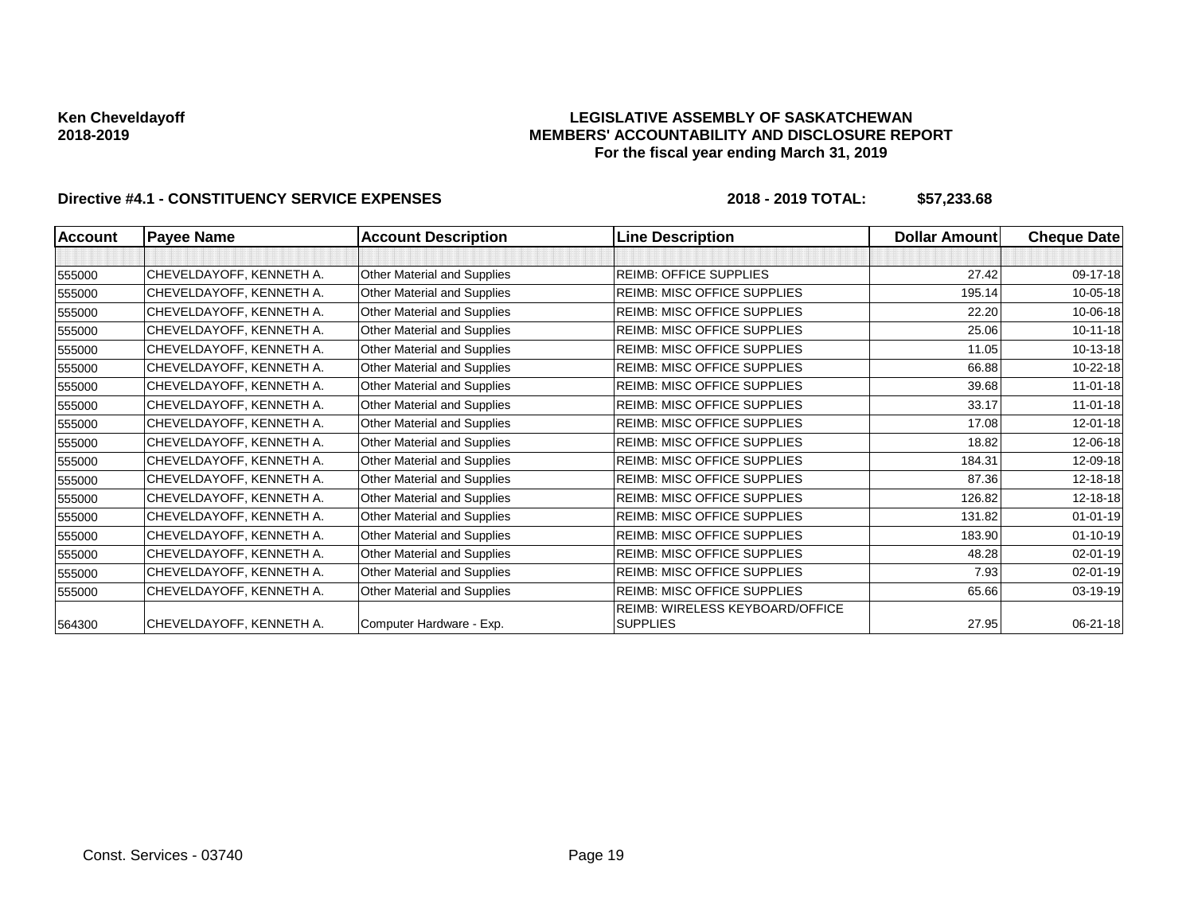**Ken Cheveldayoff**
**2018-2019**

**LEGISLATIVE ASSEMBLY OF SASKATCHEWAN**
**MEMBERS' ACCOUNTABILITY AND DISCLOSURE REPORT**
**For the fiscal year ending March 31, 2019**

**Directive #4.1 - CONSTITUENCY SERVICE EXPENSES** **2018 - 2019 TOTAL: $57,233.68**

| Account | Payee Name | Account Description | Line Description | Dollar Amount | Cheque Date |
|---|---|---|---|---|---|
| | | | | | |
| 555000 | CHEVELDAYOFF, KENNETH A. | Other Material and Supplies | REIMB: OFFICE SUPPLIES | 27.42 | 09-17-18 |
| 555000 | CHEVELDAYOFF, KENNETH A. | Other Material and Supplies | REIMB: MISC OFFICE SUPPLIES | 195.14 | 10-05-18 |
| 555000 | CHEVELDAYOFF, KENNETH A. | Other Material and Supplies | REIMB: MISC OFFICE SUPPLIES | 22.20 | 10-06-18 |
| 555000 | CHEVELDAYOFF, KENNETH A. | Other Material and Supplies | REIMB: MISC OFFICE SUPPLIES | 25.06 | 10-11-18 |
| 555000 | CHEVELDAYOFF, KENNETH A. | Other Material and Supplies | REIMB: MISC OFFICE SUPPLIES | 11.05 | 10-13-18 |
| 555000 | CHEVELDAYOFF, KENNETH A. | Other Material and Supplies | REIMB: MISC OFFICE SUPPLIES | 66.88 | 10-22-18 |
| 555000 | CHEVELDAYOFF, KENNETH A. | Other Material and Supplies | REIMB: MISC OFFICE SUPPLIES | 39.68 | 11-01-18 |
| 555000 | CHEVELDAYOFF, KENNETH A. | Other Material and Supplies | REIMB: MISC OFFICE SUPPLIES | 33.17 | 11-01-18 |
| 555000 | CHEVELDAYOFF, KENNETH A. | Other Material and Supplies | REIMB: MISC OFFICE SUPPLIES | 17.08 | 12-01-18 |
| 555000 | CHEVELDAYOFF, KENNETH A. | Other Material and Supplies | REIMB: MISC OFFICE SUPPLIES | 18.82 | 12-06-18 |
| 555000 | CHEVELDAYOFF, KENNETH A. | Other Material and Supplies | REIMB: MISC OFFICE SUPPLIES | 184.31 | 12-09-18 |
| 555000 | CHEVELDAYOFF, KENNETH A. | Other Material and Supplies | REIMB: MISC OFFICE SUPPLIES | 87.36 | 12-18-18 |
| 555000 | CHEVELDAYOFF, KENNETH A. | Other Material and Supplies | REIMB: MISC OFFICE SUPPLIES | 126.82 | 12-18-18 |
| 555000 | CHEVELDAYOFF, KENNETH A. | Other Material and Supplies | REIMB: MISC OFFICE SUPPLIES | 131.82 | 01-01-19 |
| 555000 | CHEVELDAYOFF, KENNETH A. | Other Material and Supplies | REIMB: MISC OFFICE SUPPLIES | 183.90 | 01-10-19 |
| 555000 | CHEVELDAYOFF, KENNETH A. | Other Material and Supplies | REIMB: MISC OFFICE SUPPLIES | 48.28 | 02-01-19 |
| 555000 | CHEVELDAYOFF, KENNETH A. | Other Material and Supplies | REIMB: MISC OFFICE SUPPLIES | 7.93 | 02-01-19 |
| 555000 | CHEVELDAYOFF, KENNETH A. | Other Material and Supplies | REIMB: MISC OFFICE SUPPLIES | 65.66 | 03-19-19 |
| 564300 | CHEVELDAYOFF, KENNETH A. | Computer Hardware - Exp. | REIMB: WIRELESS KEYBOARD/OFFICE SUPPLIES | 27.95 | 06-21-18 |

Const. Services - 03740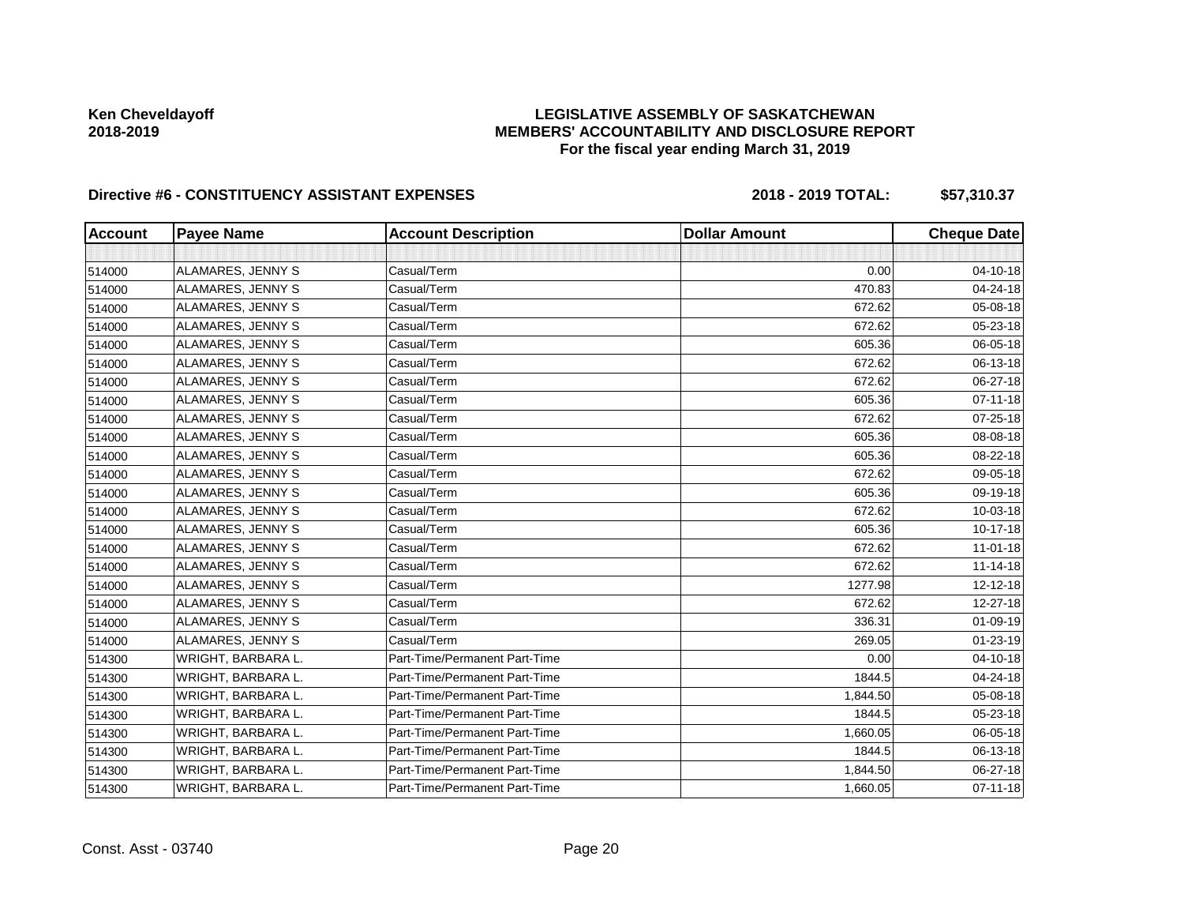**Ken Cheveldayoff**
**2018-2019**

**LEGISLATIVE ASSEMBLY OF SASKATCHEWAN**
**MEMBERS' ACCOUNTABILITY AND DISCLOSURE REPORT**
**For the fiscal year ending March 31, 2019**

**Directive #6 - CONSTITUENCY ASSISTANT EXPENSES** **2018 - 2019 TOTAL: $57,310.37**

| Account | Payee Name | Account Description | Dollar Amount | Cheque Date |
|---|---|---|---|---|
| | | | | |
| 514000 | ALAMARES, JENNY S | Casual/Term | 0.00 | 04-10-18 |
| 514000 | ALAMARES, JENNY S | Casual/Term | 470.83 | 04-24-18 |
| 514000 | ALAMARES, JENNY S | Casual/Term | 672.62 | 05-08-18 |
| 514000 | ALAMARES, JENNY S | Casual/Term | 672.62 | 05-23-18 |
| 514000 | ALAMARES, JENNY S | Casual/Term | 605.36 | 06-05-18 |
| 514000 | ALAMARES, JENNY S | Casual/Term | 672.62 | 06-13-18 |
| 514000 | ALAMARES, JENNY S | Casual/Term | 672.62 | 06-27-18 |
| 514000 | ALAMARES, JENNY S | Casual/Term | 605.36 | 07-11-18 |
| 514000 | ALAMARES, JENNY S | Casual/Term | 672.62 | 07-25-18 |
| 514000 | ALAMARES, JENNY S | Casual/Term | 605.36 | 08-08-18 |
| 514000 | ALAMARES, JENNY S | Casual/Term | 605.36 | 08-22-18 |
| 514000 | ALAMARES, JENNY S | Casual/Term | 672.62 | 09-05-18 |
| 514000 | ALAMARES, JENNY S | Casual/Term | 605.36 | 09-19-18 |
| 514000 | ALAMARES, JENNY S | Casual/Term | 672.62 | 10-03-18 |
| 514000 | ALAMARES, JENNY S | Casual/Term | 605.36 | 10-17-18 |
| 514000 | ALAMARES, JENNY S | Casual/Term | 672.62 | 11-01-18 |
| 514000 | ALAMARES, JENNY S | Casual/Term | 672.62 | 11-14-18 |
| 514000 | ALAMARES, JENNY S | Casual/Term | 1277.98 | 12-12-18 |
| 514000 | ALAMARES, JENNY S | Casual/Term | 672.62 | 12-27-18 |
| 514000 | ALAMARES, JENNY S | Casual/Term | 336.31 | 01-09-19 |
| 514000 | ALAMARES, JENNY S | Casual/Term | 269.05 | 01-23-19 |
| 514300 | WRIGHT, BARBARA L. | Part-Time/Permanent Part-Time | 0.00 | 04-10-18 |
| 514300 | WRIGHT, BARBARA L. | Part-Time/Permanent Part-Time | 1844.5 | 04-24-18 |
| 514300 | WRIGHT, BARBARA L. | Part-Time/Permanent Part-Time | 1,844.50 | 05-08-18 |
| 514300 | WRIGHT, BARBARA L. | Part-Time/Permanent Part-Time | 1844.5 | 05-23-18 |
| 514300 | WRIGHT, BARBARA L. | Part-Time/Permanent Part-Time | 1,660.05 | 06-05-18 |
| 514300 | WRIGHT, BARBARA L. | Part-Time/Permanent Part-Time | 1844.5 | 06-13-18 |
| 514300 | WRIGHT, BARBARA L. | Part-Time/Permanent Part-Time | 1,844.50 | 06-27-18 |
| 514300 | WRIGHT, BARBARA L. | Part-Time/Permanent Part-Time | 1,660.05 | 07-11-18 |

Const. Asst - 03740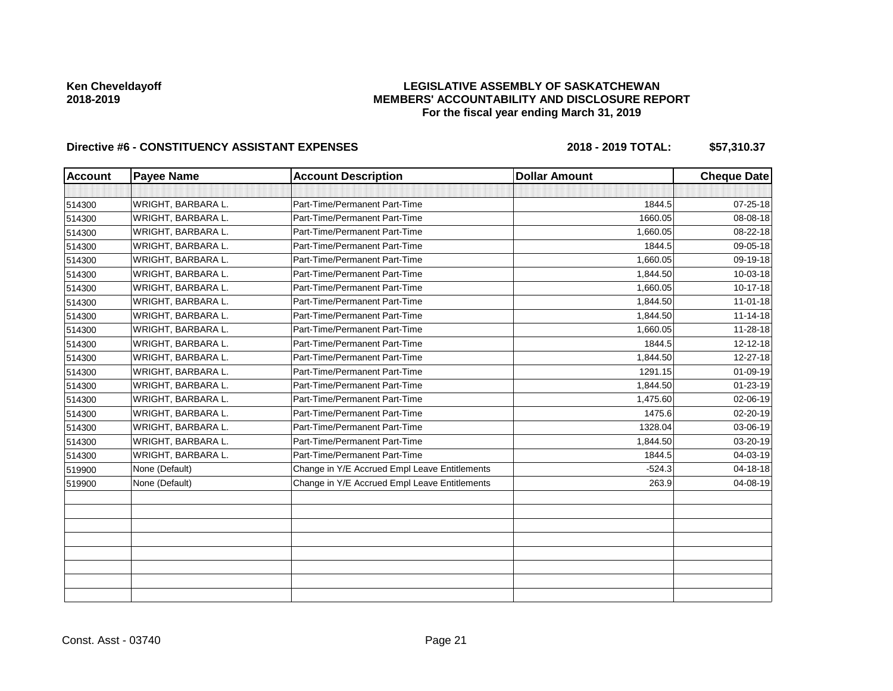**Ken Cheveldayoff**
**2018-2019**

**LEGISLATIVE ASSEMBLY OF SASKATCHEWAN**
**MEMBERS' ACCOUNTABILITY AND DISCLOSURE REPORT**
**For the fiscal year ending March 31, 2019**

**Directive #6 - CONSTITUENCY ASSISTANT EXPENSES** **2018 - 2019 TOTAL: $57,310.37**

| Account | Payee Name | Account Description | Dollar Amount | Cheque Date |
|---|---|---|---|---|
| | | | | |
| 514300 | WRIGHT, BARBARA L. | Part-Time/Permanent Part-Time | 1844.5 | 07-25-18 |
| 514300 | WRIGHT, BARBARA L. | Part-Time/Permanent Part-Time | 1660.05 | 08-08-18 |
| 514300 | WRIGHT, BARBARA L. | Part-Time/Permanent Part-Time | 1,660.05 | 08-22-18 |
| 514300 | WRIGHT, BARBARA L. | Part-Time/Permanent Part-Time | 1844.5 | 09-05-18 |
| 514300 | WRIGHT, BARBARA L. | Part-Time/Permanent Part-Time | 1,660.05 | 09-19-18 |
| 514300 | WRIGHT, BARBARA L. | Part-Time/Permanent Part-Time | 1,844.50 | 10-03-18 |
| 514300 | WRIGHT, BARBARA L. | Part-Time/Permanent Part-Time | 1,660.05 | 10-17-18 |
| 514300 | WRIGHT, BARBARA L. | Part-Time/Permanent Part-Time | 1,844.50 | 11-01-18 |
| 514300 | WRIGHT, BARBARA L. | Part-Time/Permanent Part-Time | 1,844.50 | 11-14-18 |
| 514300 | WRIGHT, BARBARA L. | Part-Time/Permanent Part-Time | 1,660.05 | 11-28-18 |
| 514300 | WRIGHT, BARBARA L. | Part-Time/Permanent Part-Time | 1844.5 | 12-12-18 |
| 514300 | WRIGHT, BARBARA L. | Part-Time/Permanent Part-Time | 1,844.50 | 12-27-18 |
| 514300 | WRIGHT, BARBARA L. | Part-Time/Permanent Part-Time | 1291.15 | 01-09-19 |
| 514300 | WRIGHT, BARBARA L. | Part-Time/Permanent Part-Time | 1,844.50 | 01-23-19 |
| 514300 | WRIGHT, BARBARA L. | Part-Time/Permanent Part-Time | 1,475.60 | 02-06-19 |
| 514300 | WRIGHT, BARBARA L. | Part-Time/Permanent Part-Time | 1475.6 | 02-20-19 |
| 514300 | WRIGHT, BARBARA L. | Part-Time/Permanent Part-Time | 1328.04 | 03-06-19 |
| 514300 | WRIGHT, BARBARA L. | Part-Time/Permanent Part-Time | 1,844.50 | 03-20-19 |
| 514300 | WRIGHT, BARBARA L. | Part-Time/Permanent Part-Time | 1844.5 | 04-03-19 |
| 519900 | None (Default) | Change in Y/E Accrued Empl Leave Entitlements | -524.3 | 04-18-18 |
| 519900 | None (Default) | Change in Y/E Accrued Empl Leave Entitlements | 263.9 | 04-08-19 |
| | | | | |
| | | | | |
| | | | | |
| | | | | |
| | | | | |
| | | | | |
| | | | | |
| | | | | |

Const. Asst - 03740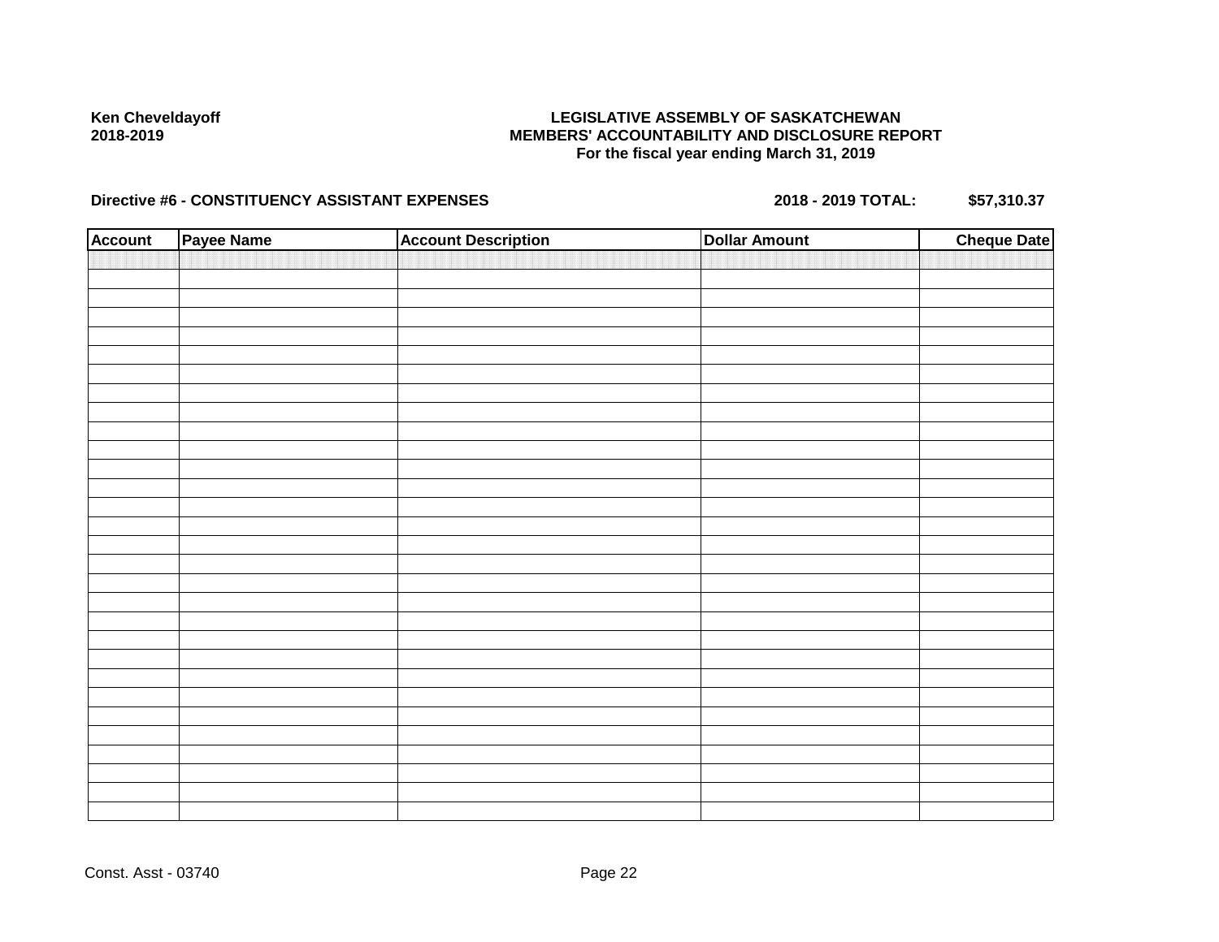Ken Cheveldayoff
2018-2019

**LEGISLATIVE ASSEMBLY OF SASKATCHEWAN**
**MEMBERS' ACCOUNTABILITY AND DISCLOSURE REPORT**
**For the fiscal year ending March 31, 2019**

**Directive #6 - CONSTITUENCY ASSISTANT EXPENSES** **2018 - 2019 TOTAL: $57,310.37**

| Account | Payee Name | Account Description | Dollar Amount | Cheque Date |
|---|---|---|---|---|
| | | | | |

Const. Asst - 03740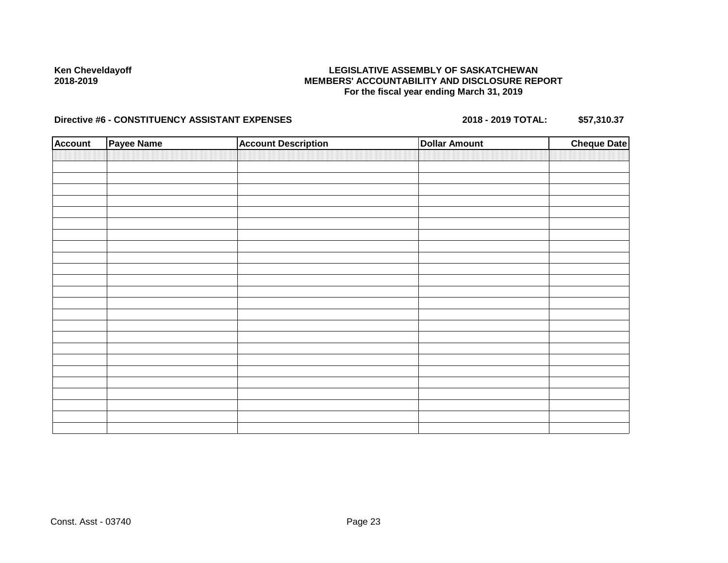**Ken Cheveldayoff**
**2018-2019**

**LEGISLATIVE ASSEMBLY OF SASKATCHEWAN**
**MEMBERS' ACCOUNTABILITY AND DISCLOSURE REPORT**
**For the fiscal year ending March 31, 2019**

**Directive #6 - CONSTITUENCY ASSISTANT EXPENSES** **2018 - 2019 TOTAL: $57,310.37**

| Account | Payee Name | Account Description | Dollar Amount | Cheque Date |
|---|---|---|---|---|
| | | | | |

Const. Asst - 03740